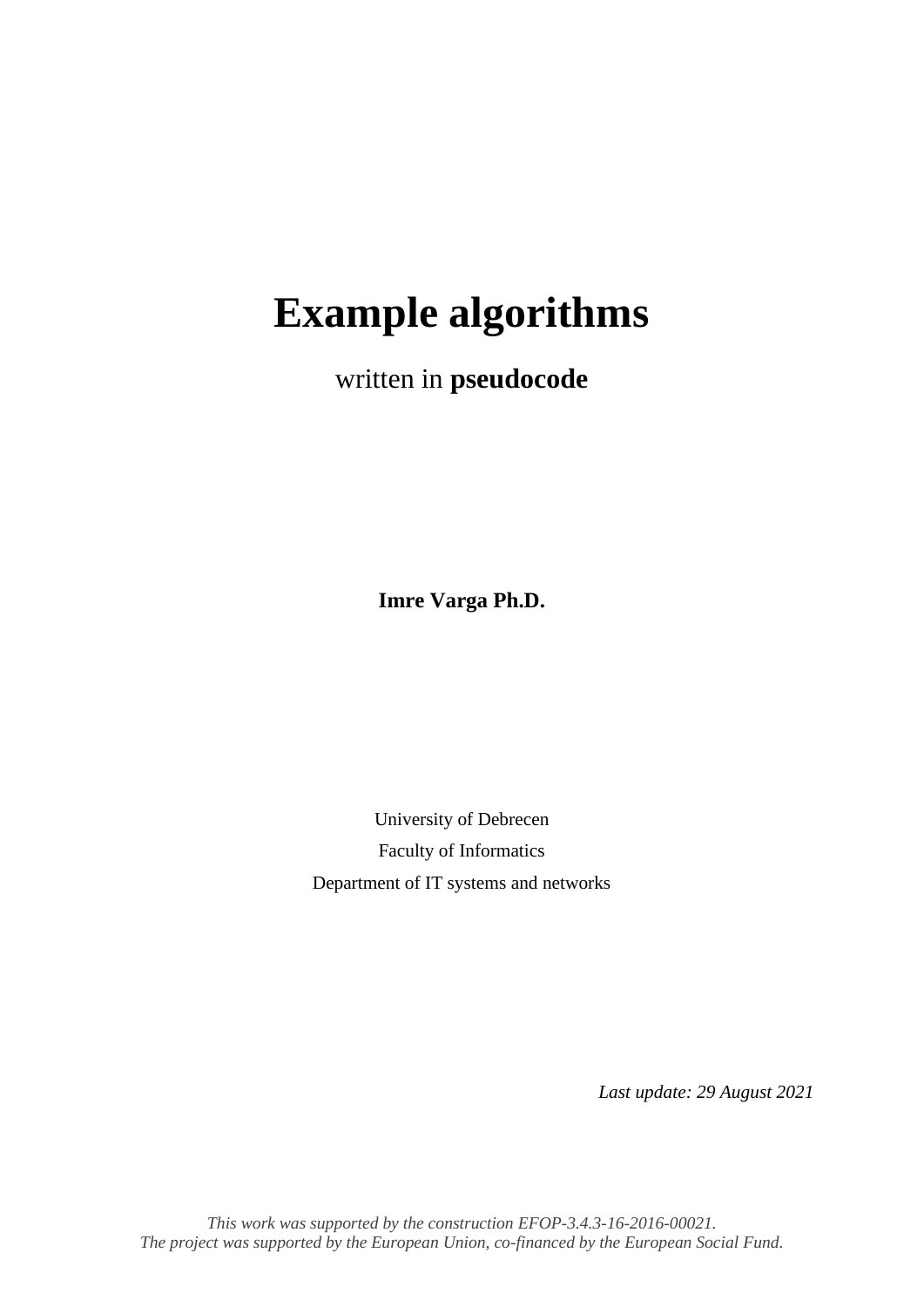# Example algorithms

written in **pseudocode**

**Imre Varga Ph.D.**

University of Debrecen

Faculty of Informatics

Department of IT systems and networks

*Last update: 29 August 2021*

*This work was supported by the construction EFOP-3.4.3-16-2016-00021.*
*The project was supported by the European Union, co-financed by the European Social Fund.*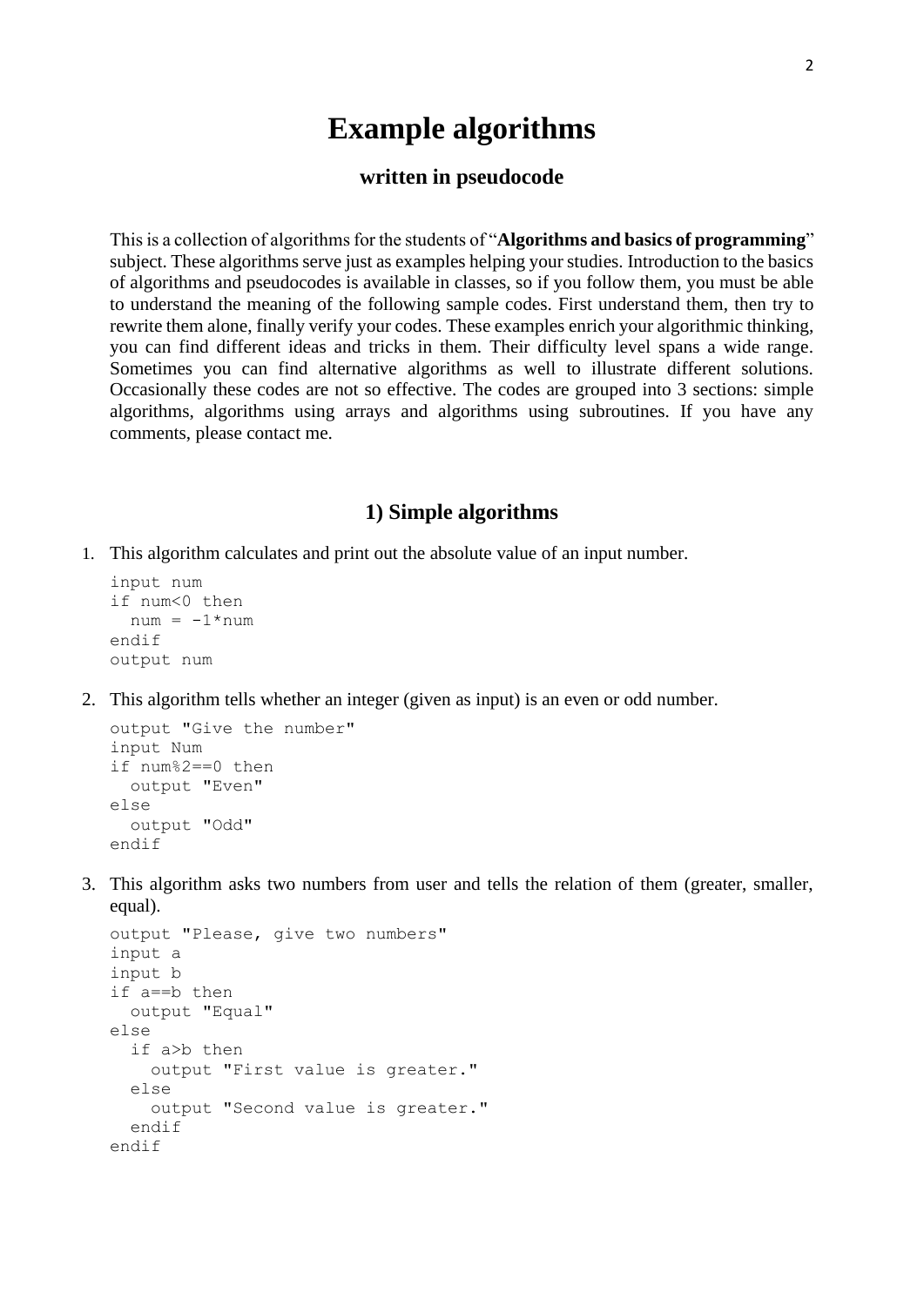# Example algorithms

### written in pseudocode

This is a collection of algorithms for the students of "**Algorithms and basics of programming**" subject. These algorithms serve just as examples helping your studies. Introduction to the basics of algorithms and pseudocodes is available in classes, so if you follow them, you must be able to understand the meaning of the following sample codes. First understand them, then try to rewrite them alone, finally verify your codes. These examples enrich your algorithmic thinking, you can find different ideas and tricks in them. Their difficulty level spans a wide range. Sometimes you can find alternative algorithms as well to illustrate different solutions. Occasionally these codes are not so effective. The codes are grouped into 3 sections: simple algorithms, algorithms using arrays and algorithms using subroutines. If you have any comments, please contact me.

## 1) Simple algorithms

1. This algorithm calculates and print out the absolute value of an input number.

```
input num
if num<0 then
  num = -1*num
endif
output num
```

2. This algorithm tells whether an integer (given as input) is an even or odd number.

```
output "Give the number"
input Num
if num%2==0 then
  output "Even"
else
  output "Odd"
endif
```

3. This algorithm asks two numbers from user and tells the relation of them (greater, smaller, equal).

```
output "Please, give two numbers"
input a
input b
if a==b then
  output "Equal"
else
  if a>b then
    output "First value is greater."
  else
    output "Second value is greater."
  endif
endif
```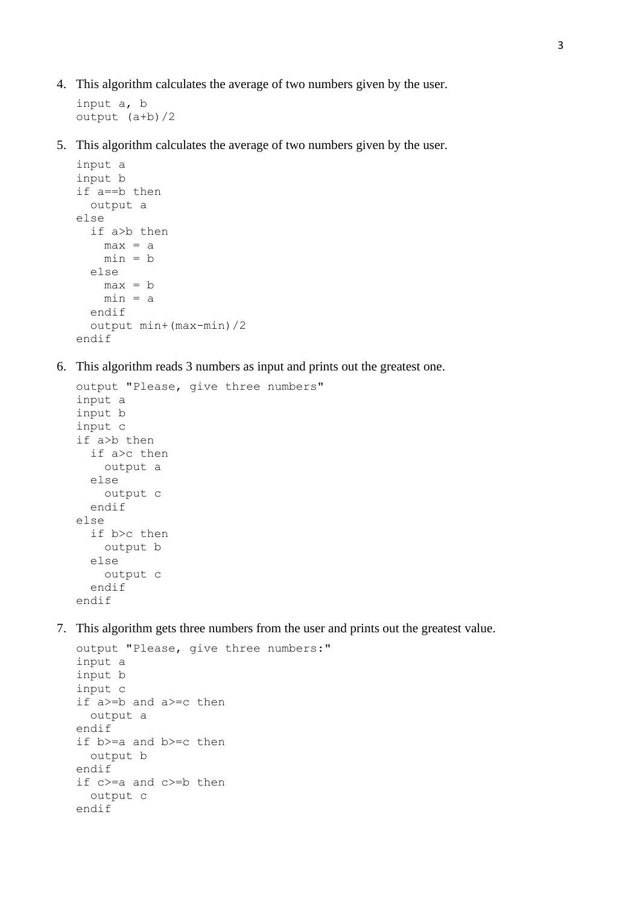4. This algorithm calculates the average of two numbers given by the user.

```
input a, b
output (a+b)/2
```

5. This algorithm calculates the average of two numbers given by the user.

```
input a
input b
if a==b then
  output a
else
  if a>b then
    max = a
    min = b
  else
    max = b
    min = a
  endif
  output min+(max-min)/2
endif
```

6. This algorithm reads 3 numbers as input and prints out the greatest one.

```
output "Please, give three numbers"
input a
input b
input c
if a>b then
  if a>c then
    output a
  else
    output c
  endif
else
  if b>c then
    output b
  else
    output c
  endif
endif
```

7. This algorithm gets three numbers from the user and prints out the greatest value.

```
output "Please, give three numbers:"
input a
input b
input c
if a>=b and a>=c then
  output a
endif
if b>=a and b>=c then
  output b
endif
if c>=a and c>=b then
  output c
endif
```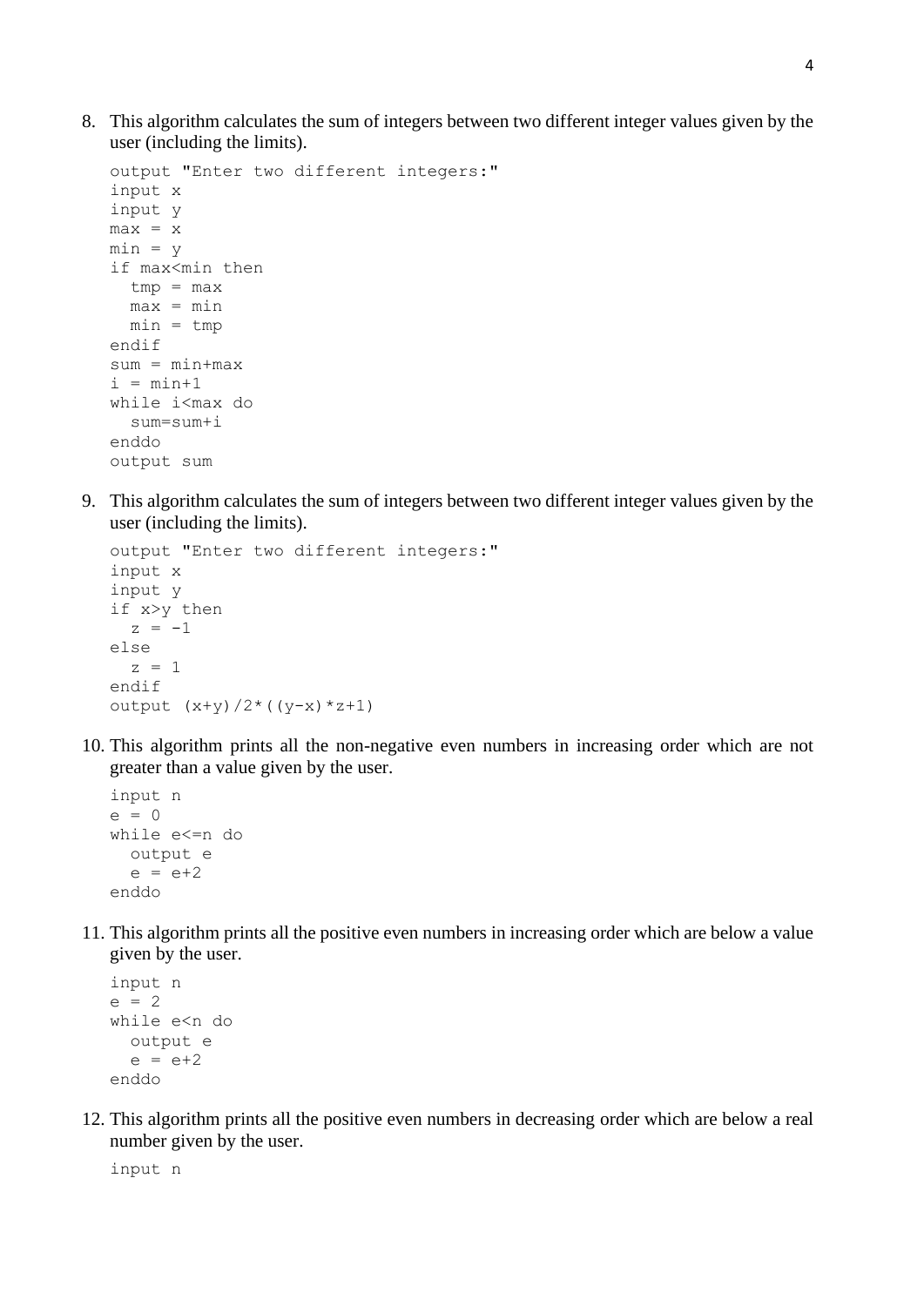8. This algorithm calculates the sum of integers between two different integer values given by the user (including the limits).

```
output "Enter two different integers:"
input x
input y
max = x
min = y
if max<min then
  tmp = max
  max = min
  min = tmp
endif
sum = min+max
i = min+1
while i<max do
  sum=sum+i
enddo
output sum
```

9. This algorithm calculates the sum of integers between two different integer values given by the user (including the limits).

```
output "Enter two different integers:"
input x
input y
if x>y then
  z = -1
else
  z = 1
endif
output (x+y)/2*((y-x)*z+1)
```

10. This algorithm prints all the non-negative even numbers in increasing order which are not greater than a value given by the user.

```
input n
e = 0
while e<=n do
  output e
  e = e+2
enddo
```

11. This algorithm prints all the positive even numbers in increasing order which are below a value given by the user.

```
input n
e = 2
while e<n do
  output e
  e = e+2
enddo
```

12. This algorithm prints all the positive even numbers in decreasing order which are below a real number given by the user.

```
input n
```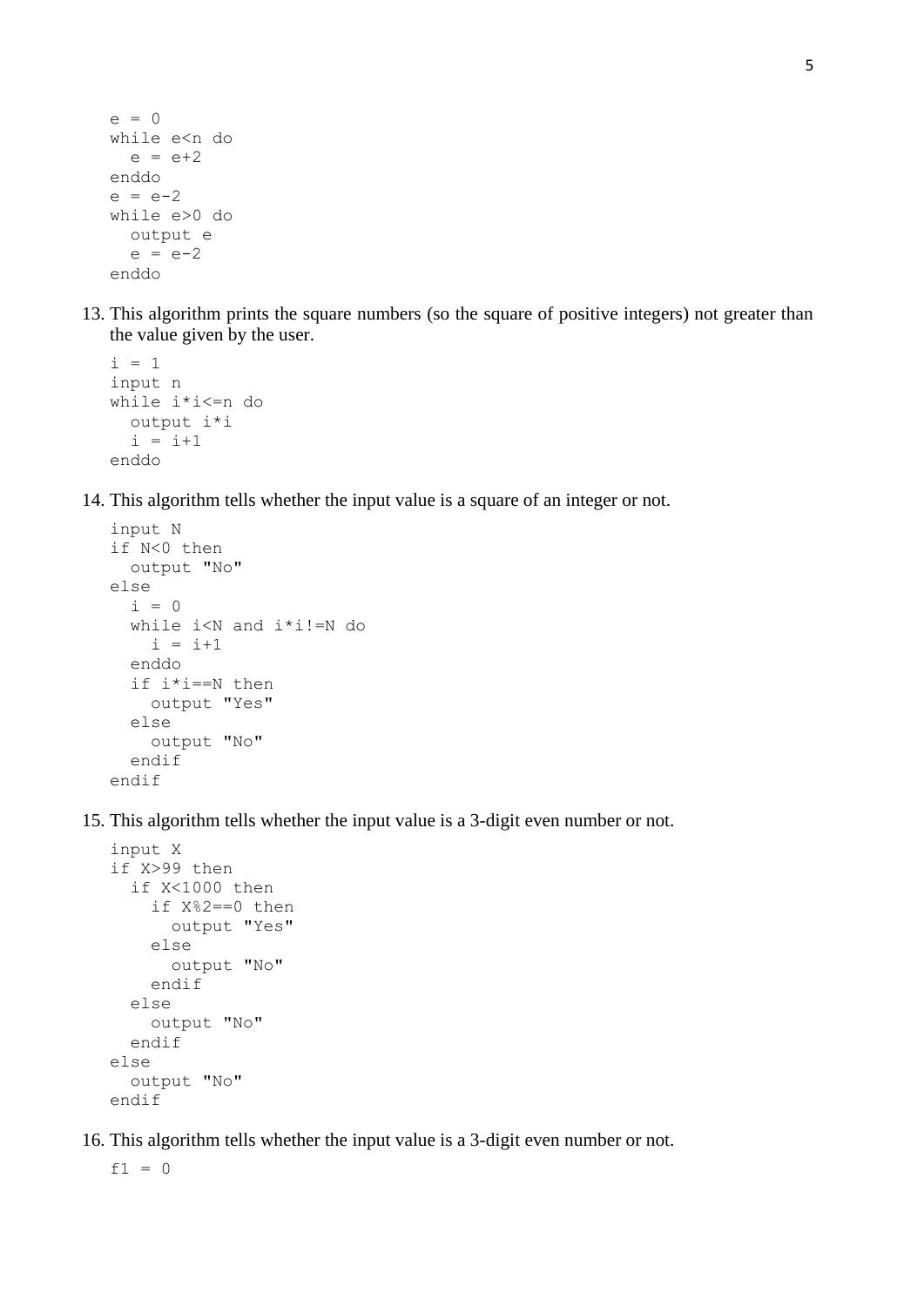```
e = 0
while e<n do
  e = e+2
enddo
e = e-2
while e>0 do
  output e
  e = e-2
enddo
```

13. This algorithm prints the square numbers (so the square of positive integers) not greater than the value given by the user.

```
i = 1
input n
while i*i<=n do
  output i*i
  i = i+1
enddo
```

14. This algorithm tells whether the input value is a square of an integer or not.

```
input N
if N<0 then
  output "No"
else
  i = 0
  while i<N and i*i!=N do
    i = i+1
  enddo
  if i*i==N then
    output "Yes"
  else
    output "No"
  endif
endif
```

15. This algorithm tells whether the input value is a 3-digit even number or not.

```
input X
if X>99 then
  if X<1000 then
    if X%2==0 then
      output "Yes"
    else
      output "No"
    endif
  else
    output "No"
  endif
else
  output "No"
endif
```

16. This algorithm tells whether the input value is a 3-digit even number or not.

```
f1 = 0
```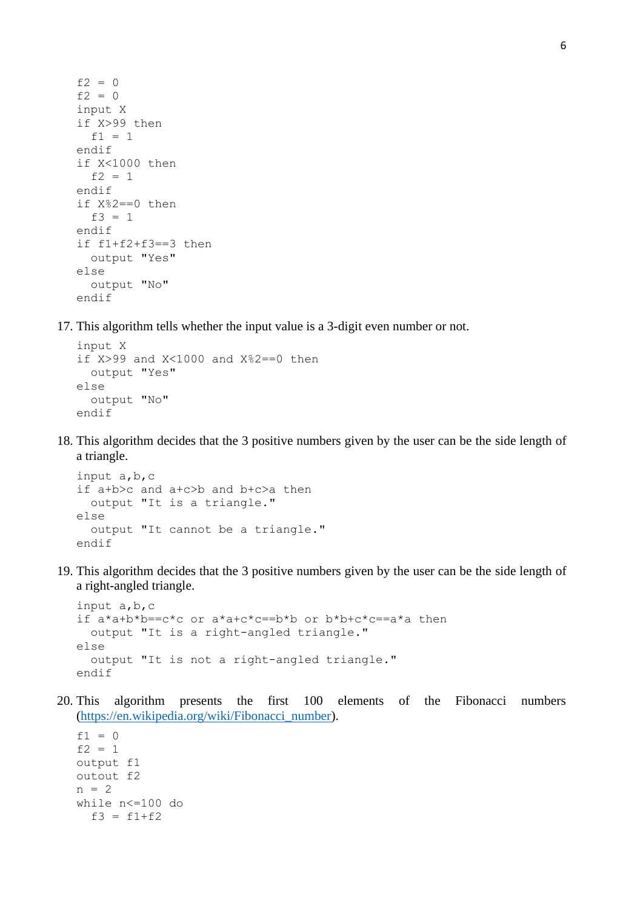```
f2 = 0
f2 = 0
input X
if X>99 then
  f1 = 1
endif
if X<1000 then
  f2 = 1
endif
if X%2==0 then
  f3 = 1
endif
if f1+f2+f3==3 then
  output "Yes"
else
  output "No"
endif
```

17. This algorithm tells whether the input value is a 3-digit even number or not.

```
input X
if X>99 and X<1000 and X%2==0 then
  output "Yes"
else
  output "No"
endif
```

18. This algorithm decides that the 3 positive numbers given by the user can be the side length of a triangle.

```
input a,b,c
if a+b>c and a+c>b and b+c>a then
  output "It is a triangle."
else
  output "It cannot be a triangle."
endif
```

19. This algorithm decides that the 3 positive numbers given by the user can be the side length of a right-angled triangle.

```
input a,b,c
if a*a+b*b==c*c or a*a+c*c==b*b or b*b+c*c==a*a then
  output "It is a right-angled triangle."
else
  output "It is not a right-angled triangle."
endif
```

20. This algorithm presents the first 100 elements of the Fibonacci numbers (https://en.wikipedia.org/wiki/Fibonacci_number).

```
f1 = 0
f2 = 1
output f1
outout f2
n = 2
while n<=100 do
  f3 = f1+f2
```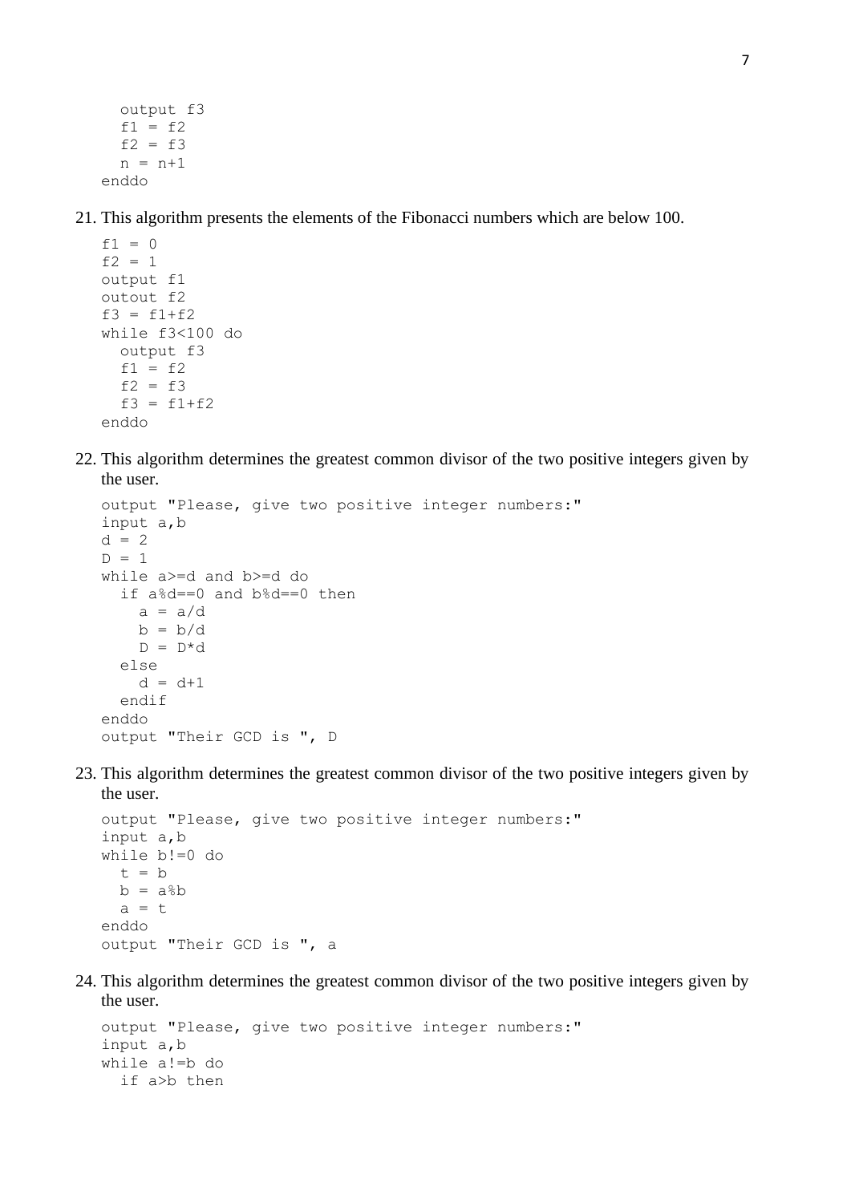```
  output f3
  f1 = f2
  f2 = f3
  n = n+1
enddo
```

21. This algorithm presents the elements of the Fibonacci numbers which are below 100.

```
f1 = 0
f2 = 1
output f1
outout f2
f3 = f1+f2
while f3<100 do
  output f3
  f1 = f2
  f2 = f3
  f3 = f1+f2
enddo
```

22. This algorithm determines the greatest common divisor of the two positive integers given by the user.

```
output "Please, give two positive integer numbers:"
input a,b
d = 2
D = 1
while a>=d and b>=d do
  if a%d==0 and b%d==0 then
    a = a/d
    b = b/d
    D = D*d
  else
    d = d+1
  endif
enddo
output "Their GCD is ", D
```

23. This algorithm determines the greatest common divisor of the two positive integers given by the user.

```
output "Please, give two positive integer numbers:"
input a,b
while b!=0 do
  t = b
  b = a%b
  a = t
enddo
output "Their GCD is ", a
```

24. This algorithm determines the greatest common divisor of the two positive integers given by the user.

```
output "Please, give two positive integer numbers:"
input a,b
while a!=b do
  if a>b then
```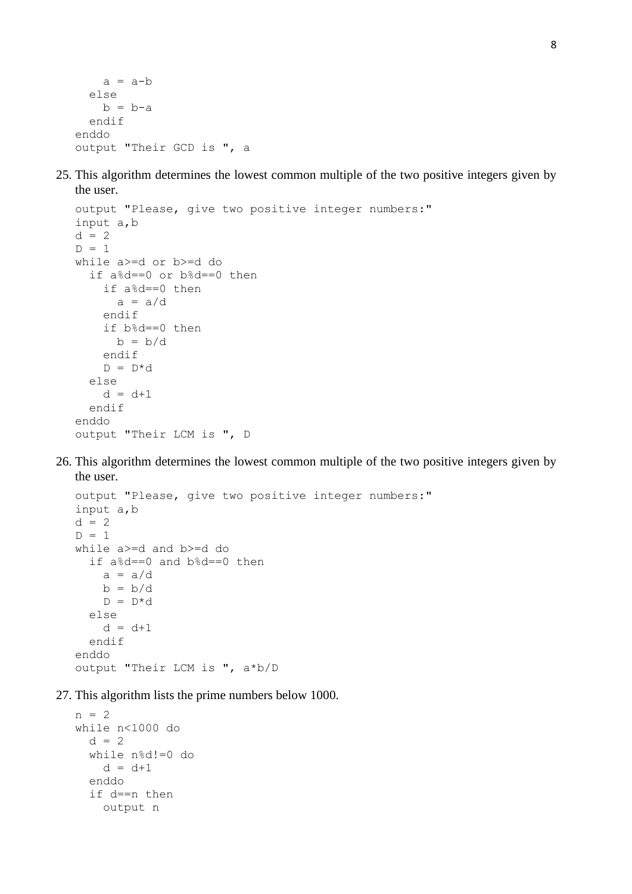```
    a = a-b
  else
    b = b-a
  endif
enddo
output "Their GCD is ", a
```

25. This algorithm determines the lowest common multiple of the two positive integers given by the user.

```
output "Please, give two positive integer numbers:"
input a,b
d = 2
D = 1
while a>=d or b>=d do
  if a%d==0 or b%d==0 then
    if a%d==0 then
      a = a/d
    endif
    if b%d==0 then
      b = b/d
    endif
    D = D*d
  else
    d = d+1
  endif
enddo
output "Their LCM is ", D
```

26. This algorithm determines the lowest common multiple of the two positive integers given by the user.

```
output "Please, give two positive integer numbers:"
input a,b
d = 2
D = 1
while a>=d and b>=d do
  if a%d==0 and b%d==0 then
    a = a/d
    b = b/d
    D = D*d
  else
    d = d+1
  endif
enddo
output "Their LCM is ", a*b/D
```

27. This algorithm lists the prime numbers below 1000.

```
n = 2
while n<1000 do
  d = 2
  while n%d!=0 do
    d = d+1
  enddo
  if d==n then
    output n
```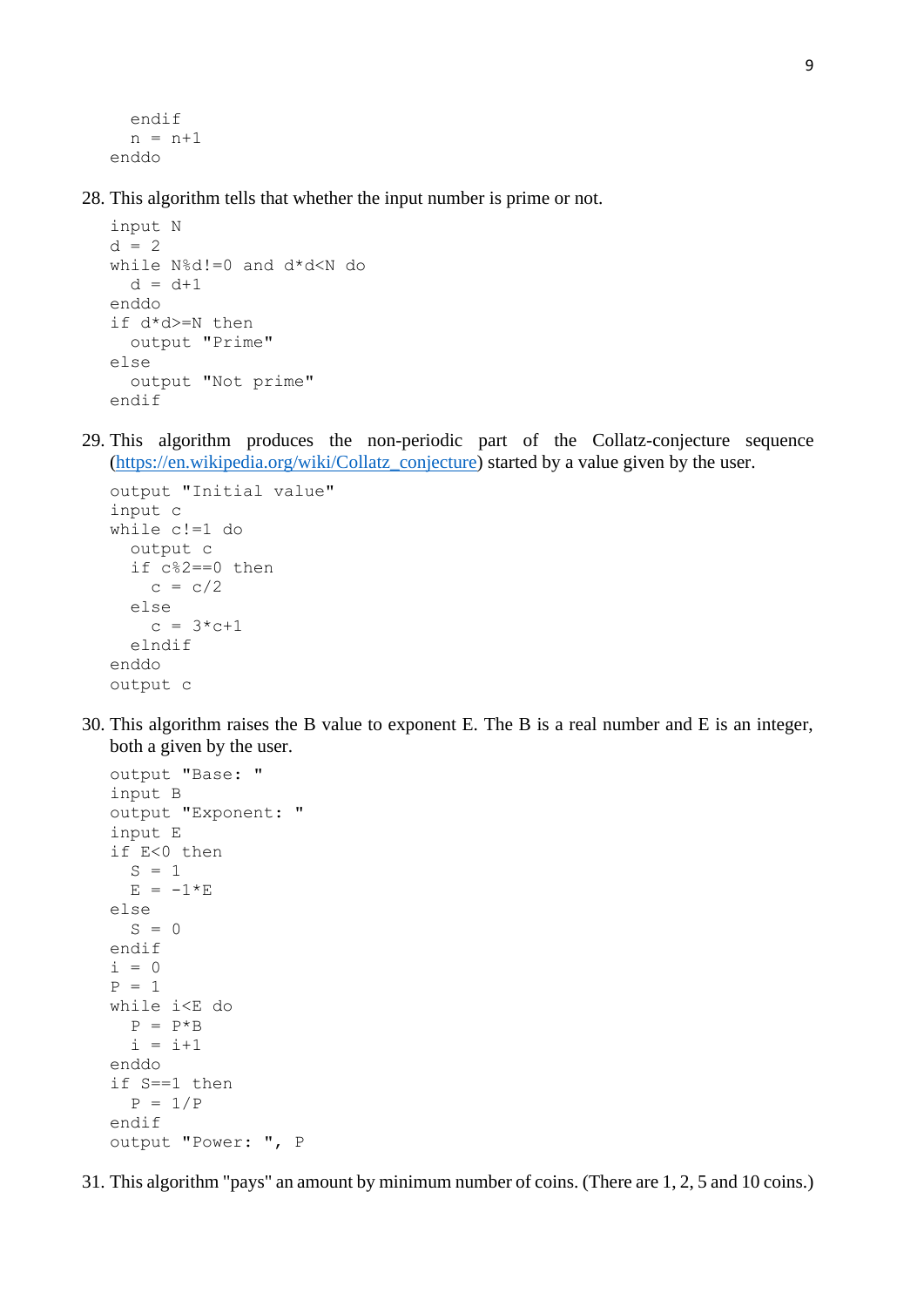```
  endif
  n = n+1
enddo
```

28. This algorithm tells that whether the input number is prime or not.

```
input N
d = 2
while N%d!=0 and d*d<N do
  d = d+1
enddo
if d*d>=N then
  output "Prime"
else
  output "Not prime"
endif
```

29. This algorithm produces the non-periodic part of the Collatz-conjecture sequence (https://en.wikipedia.org/wiki/Collatz_conjecture) started by a value given by the user.

```
output "Initial value"
input c
while c!=1 do
  output c
  if c%2==0 then
    c = c/2
  else
    c = 3*c+1
  elndif
enddo
output c
```

30. This algorithm raises the B value to exponent E. The B is a real number and E is an integer, both a given by the user.

```
output "Base: "
input B
output "Exponent: "
input E
if E<0 then
  S = 1
  E = -1*E
else
  S = 0
endif
i = 0
P = 1
while i<E do
  P = P*B
  i = i+1
enddo
if S==1 then
  P = 1/P
endif
output "Power: ", P
```

31. This algorithm "pays" an amount by minimum number of coins. (There are 1, 2, 5 and 10 coins.)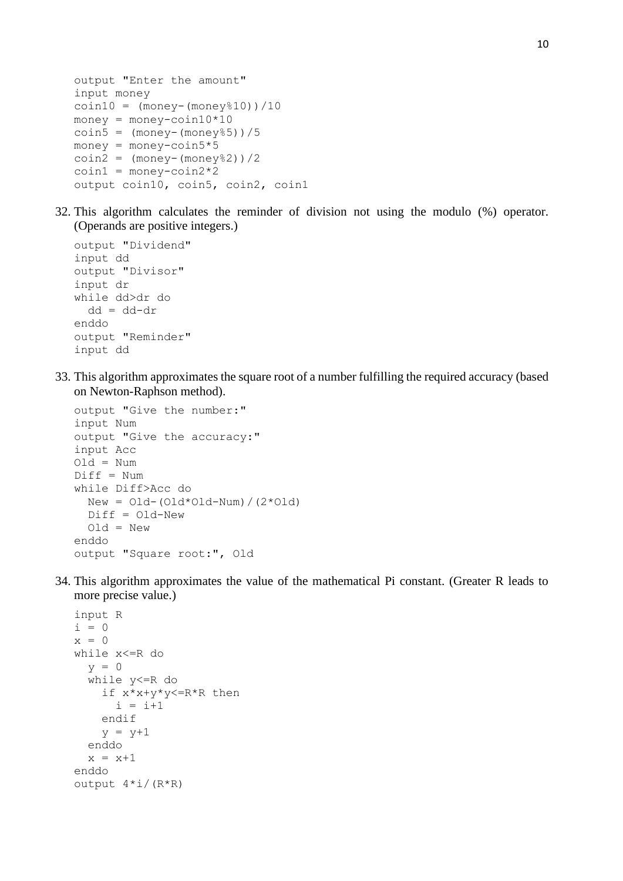```
output "Enter the amount"
input money
coin10 = (money-(money%10))/10
money = money-coin10*10
coin5 = (money-(money%5))/5
money = money-coin5*5
coin2 = (money-(money%2))/2
coin1 = money-coin2*2
output coin10, coin5, coin2, coin1
```

32. This algorithm calculates the reminder of division not using the modulo (%) operator. (Operands are positive integers.)

```
output "Dividend"
input dd
output "Divisor"
input dr
while dd>dr do
  dd = dd-dr
enddo
output "Reminder"
input dd
```

33. This algorithm approximates the square root of a number fulfilling the required accuracy (based on Newton-Raphson method).

```
output "Give the number:"
input Num
output "Give the accuracy:"
input Acc
Old = Num
Diff = Num
while Diff>Acc do
  New = Old-(Old*Old-Num)/(2*Old)
  Diff = Old-New
  Old = New
enddo
output "Square root:", Old
```

34. This algorithm approximates the value of the mathematical Pi constant. (Greater R leads to more precise value.)

```
input R
i = 0
x = 0
while x<=R do
  y = 0
  while y<=R do
    if x*x+y*y<=R*R then
      i = i+1
    endif
    y = y+1
  enddo
  x = x+1
enddo
output 4*i/(R*R)
```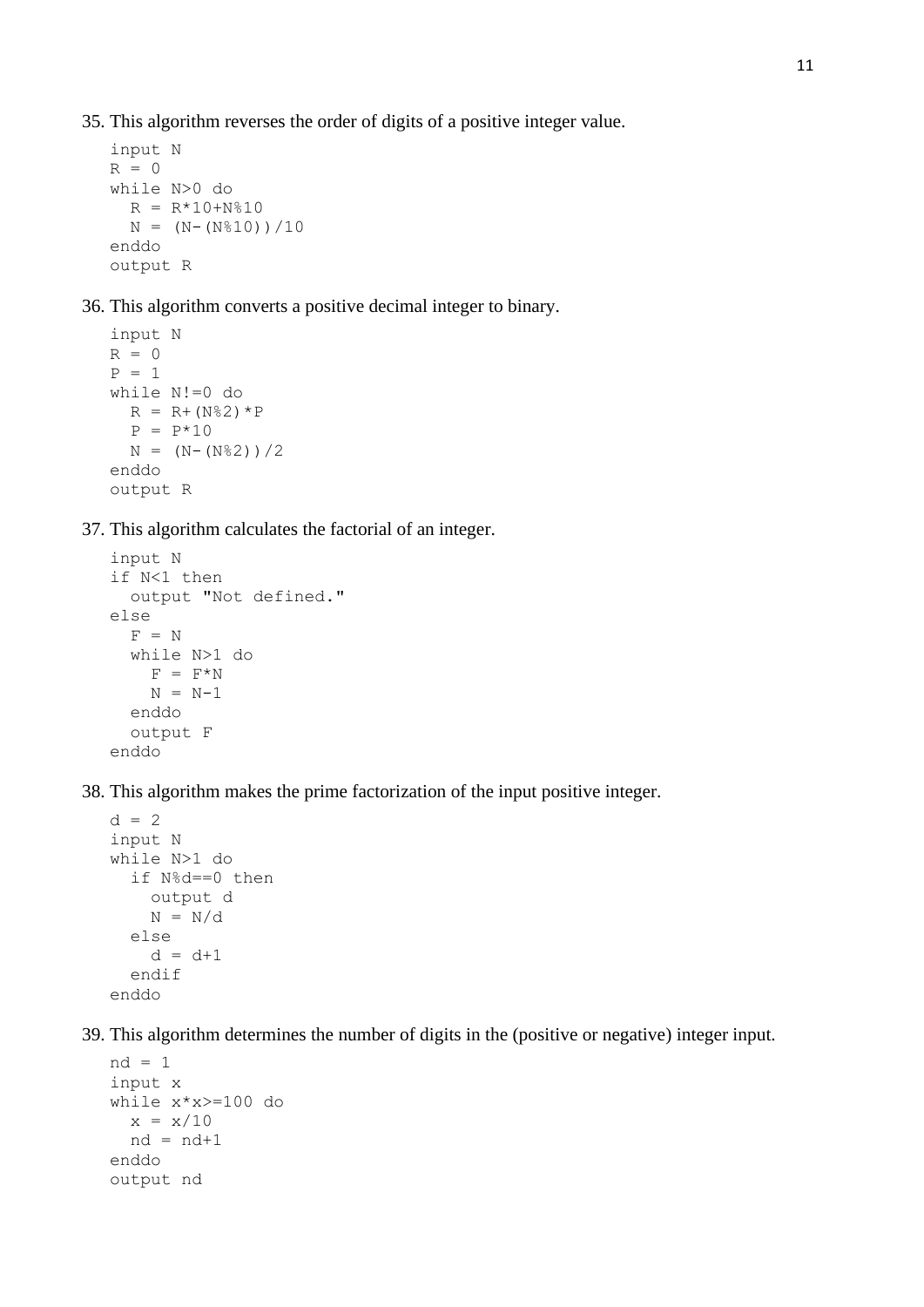35. This algorithm reverses the order of digits of a positive integer value.

```
input N
R = 0
while N>0 do
  R = R*10+N%10
  N = (N-(N%10))/10
enddo
output R
```

36. This algorithm converts a positive decimal integer to binary.

```
input N
R = 0
P = 1
while N!=0 do
  R = R+(N%2)*P
  P = P*10
  N = (N-(N%2))/2
enddo
output R
```

37. This algorithm calculates the factorial of an integer.

```
input N
if N<1 then
  output "Not defined."
else
  F = N
  while N>1 do
    F = F*N
    N = N-1
  enddo
  output F
enddo
```

38. This algorithm makes the prime factorization of the input positive integer.

```
d = 2
input N
while N>1 do
  if N%d==0 then
    output d
    N = N/d
  else
    d = d+1
  endif
enddo
```

39. This algorithm determines the number of digits in the (positive or negative) integer input.

```
nd = 1
input x
while x*x>=100 do
  x = x/10
  nd = nd+1
enddo
output nd
```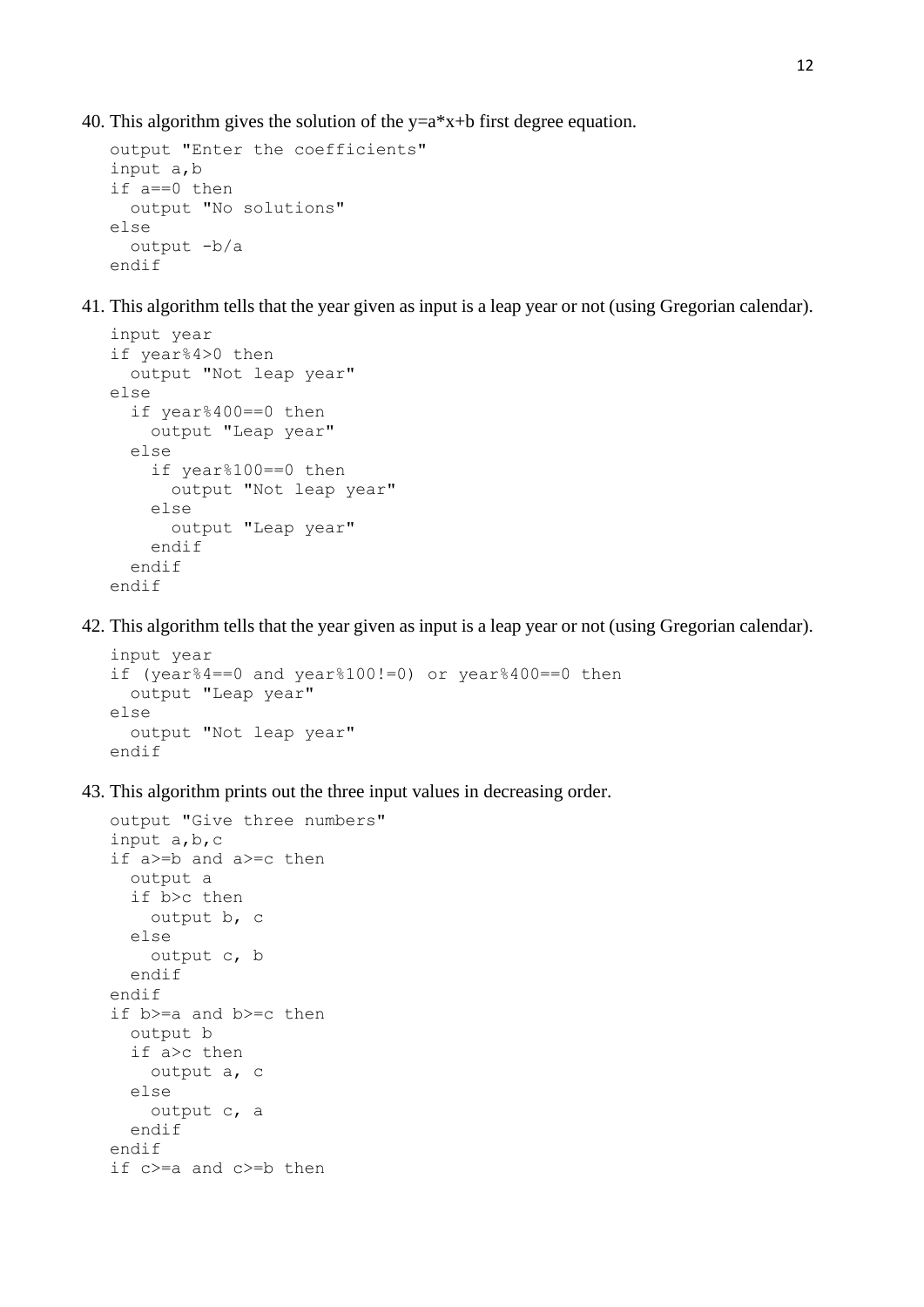40. This algorithm gives the solution of the y=a*x+b first degree equation.

```
output "Enter the coefficients"
input a,b
if a==0 then
  output "No solutions"
else
  output -b/a
endif
```

41. This algorithm tells that the year given as input is a leap year or not (using Gregorian calendar).

```
input year
if year%4>0 then
  output "Not leap year"
else
  if year%400==0 then
    output "Leap year"
  else
    if year%100==0 then
      output "Not leap year"
    else
      output "Leap year"
    endif
  endif
endif
```

42. This algorithm tells that the year given as input is a leap year or not (using Gregorian calendar).

```
input year
if (year%4==0 and year%100!=0) or year%400==0 then
  output "Leap year"
else
  output "Not leap year"
endif
```

43. This algorithm prints out the three input values in decreasing order.

```
output "Give three numbers"
input a,b,c
if a>=b and a>=c then
  output a
  if b>c then
    output b, c
  else
    output c, b
  endif
endif
if b>=a and b>=c then
  output b
  if a>c then
    output a, c
  else
    output c, a
  endif
endif
if c>=a and c>=b then
```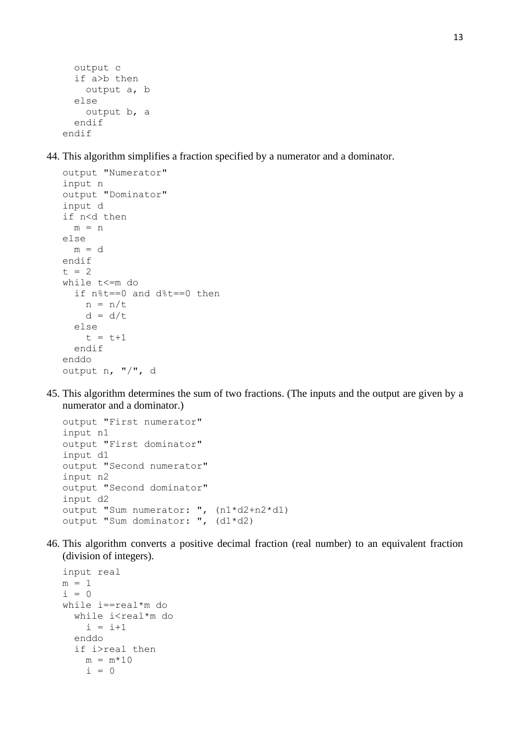```
  output c
  if a>b then
    output a, b
  else
    output b, a
  endif
endif
```

44. This algorithm simplifies a fraction specified by a numerator and a dominator.

```
output "Numerator"
input n
output "Dominator"
input d
if n<d then
  m = n
else
  m = d
endif
t = 2
while t<=m do
  if n%t==0 and d%t==0 then
    n = n/t
    d = d/t
  else
    t = t+1
  endif
enddo
output n, "/", d
```

45. This algorithm determines the sum of two fractions. (The inputs and the output are given by a numerator and a dominator.)

```
output "First numerator"
input n1
output "First dominator"
input d1
output "Second numerator"
input n2
output "Second dominator"
input d2
output "Sum numerator: ", (n1*d2+n2*d1)
output "Sum dominator: ", (d1*d2)
```

46. This algorithm converts a positive decimal fraction (real number) to an equivalent fraction (division of integers).

```
input real
m = 1
i = 0
while i==real*m do
  while i<real*m do
    i = i+1
  enddo
  if i>real then
    m = m*10
    i = 0
```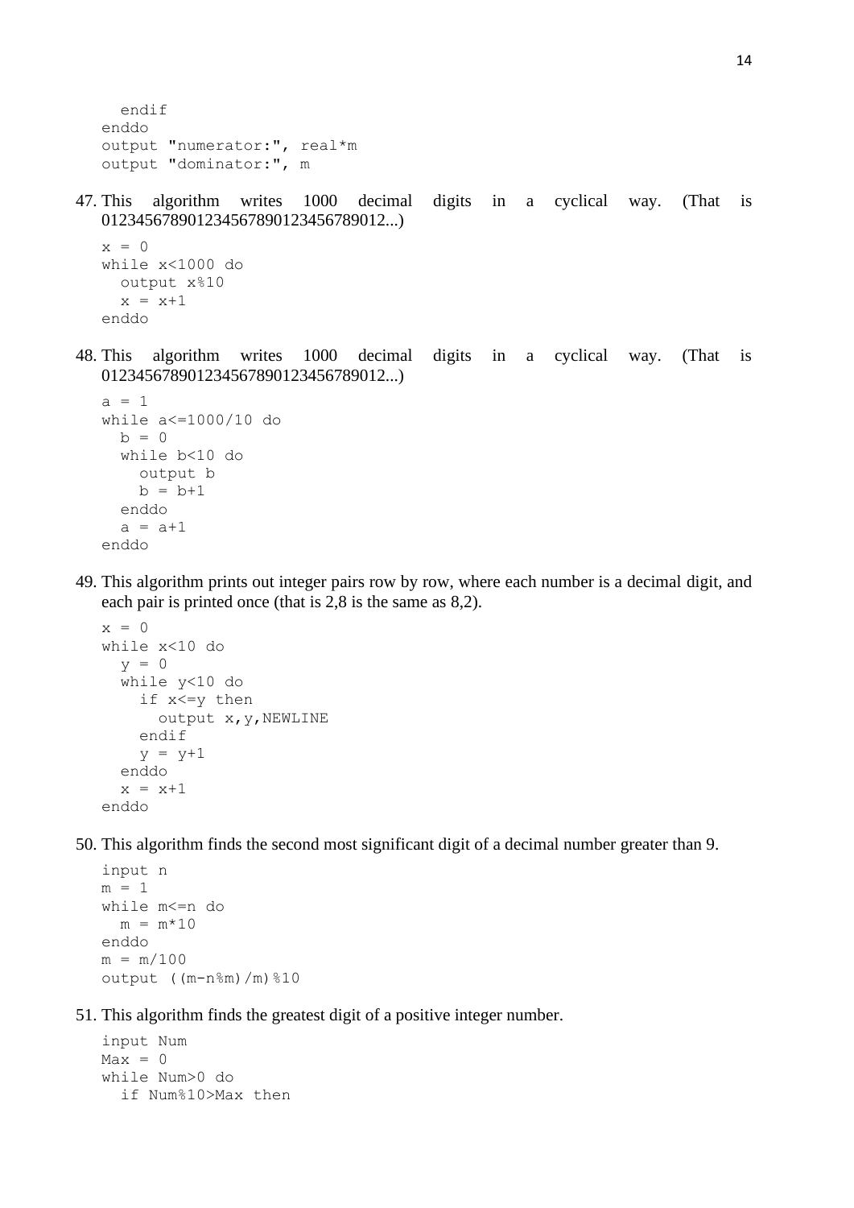```
    endif
  enddo
  output "numerator:", real*m
  output "dominator:", m
```

47. This algorithm writes 1000 decimal digits in a cyclical way. (That is 0123456789012345678901234567890l2...)

```
x = 0
while x<1000 do
  output x%10
  x = x+1
enddo
```

48. This algorithm writes 1000 decimal digits in a cyclical way. (That is 0123456789012345678901234567890l2...)

```
a = 1
while a<=1000/10 do
  b = 0
  while b<10 do
    output b
    b = b+1
  enddo
  a = a+1
enddo
```

49. This algorithm prints out integer pairs row by row, where each number is a decimal digit, and each pair is printed once (that is 2,8 is the same as 8,2).

```
x = 0
while x<10 do
  y = 0
  while y<10 do
    if x<=y then
      output x,y,NEWLINE
    endif
    y = y+1
  enddo
  x = x+1
enddo
```

50. This algorithm finds the second most significant digit of a decimal number greater than 9.

```
input n
m = 1
while m<=n do
  m = m*10
enddo
m = m/100
output ((m-n%m)/m)%10
```

51. This algorithm finds the greatest digit of a positive integer number.

```
input Num
Max = 0
while Num>0 do
  if Num%10>Max then
```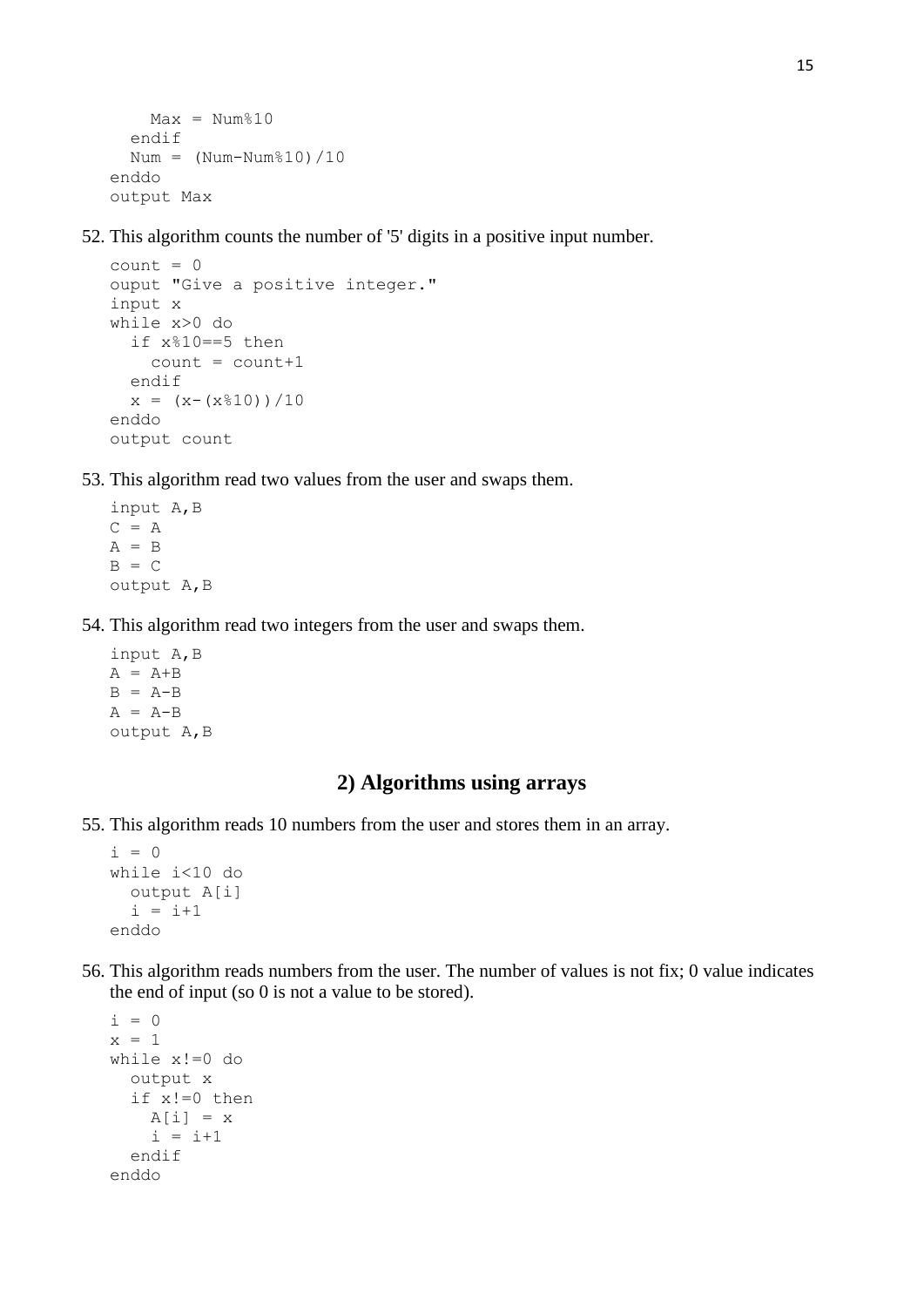```
    Max = Num%10
  endif
  Num = (Num-Num%10)/10
enddo
output Max
```

52. This algorithm counts the number of '5' digits in a positive input number.

```
count = 0
ouput "Give a positive integer."
input x
while x>0 do
  if x%10==5 then
    count = count+1
  endif
  x = (x-(x%10))/10
enddo
output count
```

53. This algorithm read two values from the user and swaps them.

```
input A,B
C = A
A = B
B = C
output A,B
```

54. This algorithm read two integers from the user and swaps them.

```
input A,B
A = A+B
B = A-B
A = A-B
output A,B
```

## 2) Algorithms using arrays

55. This algorithm reads 10 numbers from the user and stores them in an array.

```
i = 0
while i<10 do
  output A[i]
  i = i+1
enddo
```

56. This algorithm reads numbers from the user. The number of values is not fix; 0 value indicates the end of input (so 0 is not a value to be stored).

```
i = 0
x = 1
while x!=0 do
  output x
  if x!=0 then
    A[i] = x
    i = i+1
  endif
enddo
```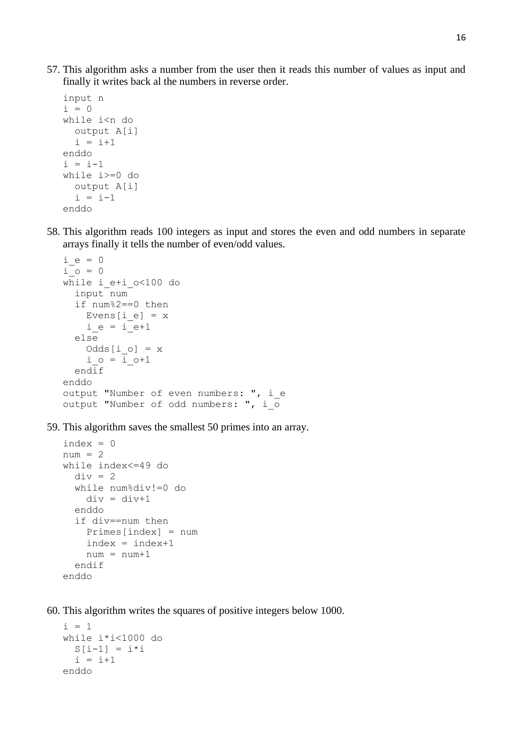57. This algorithm asks a number from the user then it reads this number of values as input and finally it writes back al the numbers in reverse order.

```
input n
i = 0
while i<n do
  output A[i]
  i = i+1
enddo
i = i-1
while i>=0 do
  output A[i]
  i = i-1
enddo
```

58. This algorithm reads 100 integers as input and stores the even and odd numbers in separate arrays finally it tells the number of even/odd values.

```
i_e = 0
i_o = 0
while i_e+i_o<100 do
  input num
  if num%2==0 then
    Evens[i_e] = x
    i_e = i_e+1
  else
    Odds[i_o] = x
    i_o = i_o+1
  endif
enddo
output "Number of even numbers: ", i_e
output "Number of odd numbers: ", i_o
```

59. This algorithm saves the smallest 50 primes into an array.

```
index = 0
num = 2
while index<=49 do
  div = 2
  while num%div!=0 do
    div = div+1
  enddo
  if div==num then
    Primes[index] = num
    index = index+1
    num = num+1
  endif
enddo
```

60. This algorithm writes the squares of positive integers below 1000.

```
i = 1
while i*i<1000 do
  S[i-1] = i*i
  i = i+1
enddo
```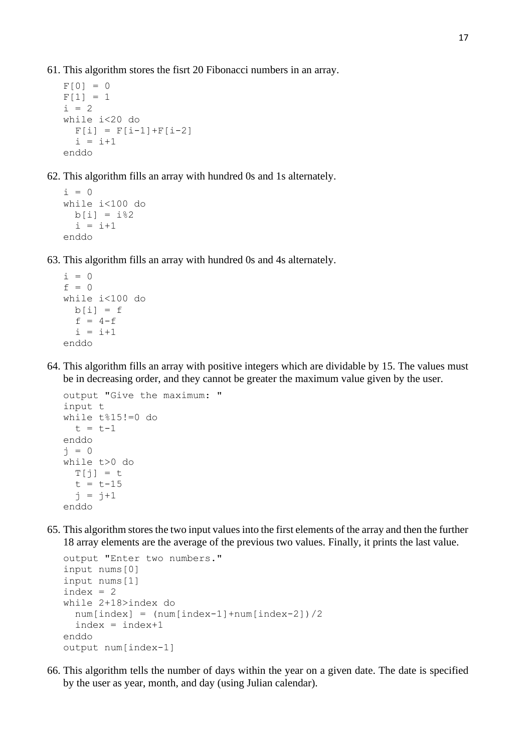61. This algorithm stores the fisrt 20 Fibonacci numbers in an array.

```
F[0] = 0
F[1] = 1
i = 2
while i<20 do
  F[i] = F[i-1]+F[i-2]
  i = i+1
enddo
```

62. This algorithm fills an array with hundred 0s and 1s alternately.

```
i = 0
while i<100 do
  b[i] = i%2
  i = i+1
enddo
```

63. This algorithm fills an array with hundred 0s and 4s alternately.

```
i = 0
f = 0
while i<100 do
  b[i] = f
  f = 4-f
  i = i+1
enddo
```

64. This algorithm fills an array with positive integers which are dividable by 15. The values must be in decreasing order, and they cannot be greater the maximum value given by the user.

```
output "Give the maximum: "
input t
while t%15!=0 do
  t = t-1
enddo
j = 0
while t>0 do
  T[j] = t
  t = t-15
  j = j+1
enddo
```

65. This algorithm stores the two input values into the first elements of the array and then the further 18 array elements are the average of the previous two values. Finally, it prints the last value.

```
output "Enter two numbers."
input nums[0]
input nums[1]
index = 2
while 2+18>index do
  num[index] = (num[index-1]+num[index-2])/2
  index = index+1
enddo
output num[index-1]
```

66. This algorithm tells the number of days within the year on a given date. The date is specified by the user as year, month, and day (using Julian calendar).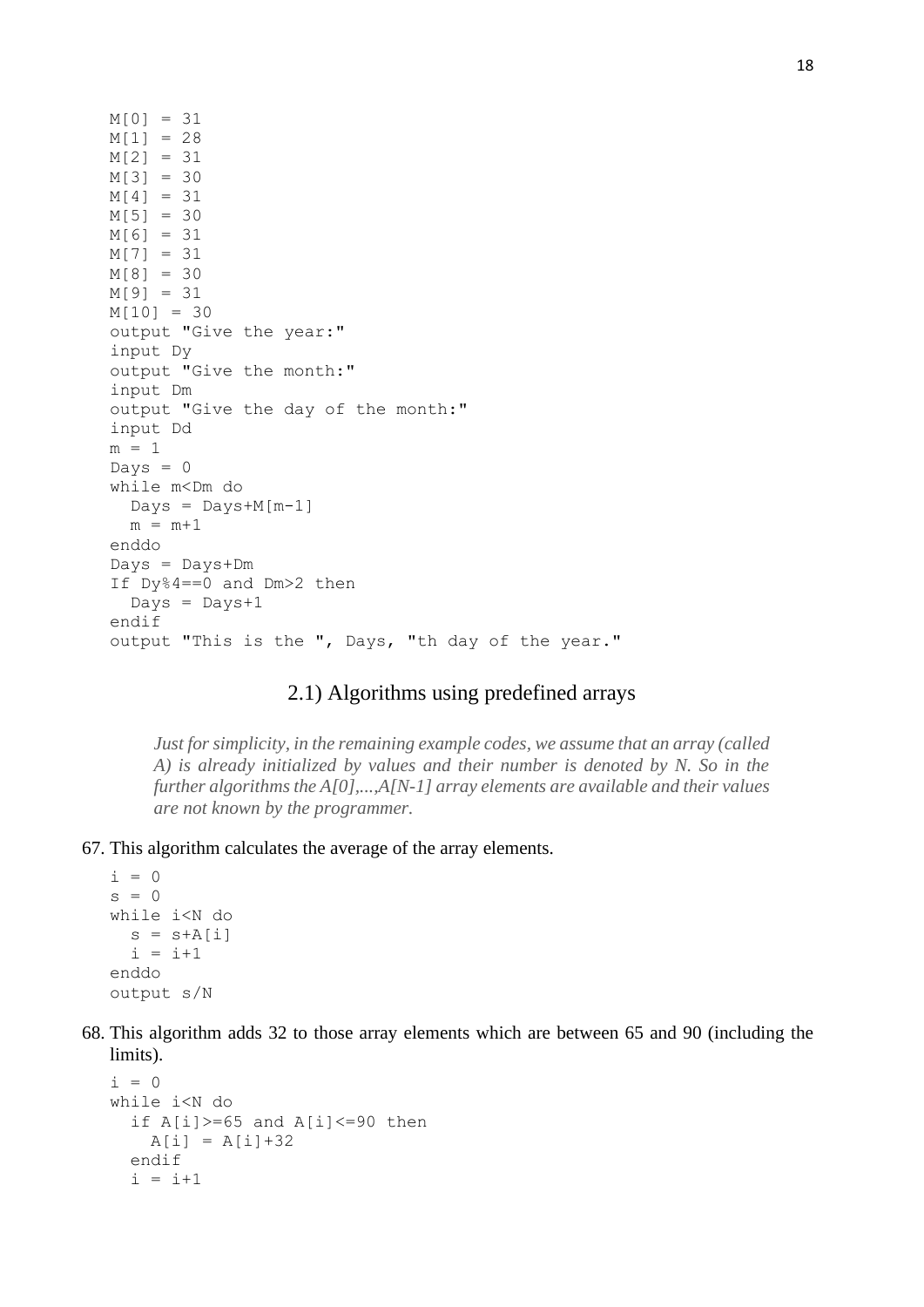```
M[0] = 31
M[1] = 28
M[2] = 31
M[3] = 30
M[4] = 31
M[5] = 30
M[6] = 31
M[7] = 31
M[8] = 30
M[9] = 31
M[10] = 30
output "Give the year:"
input Dy
output "Give the month:"
input Dm
output "Give the day of the month:"
input Dd
m = 1
Days = 0
while m<Dm do
  Days = Days+M[m-1]
  m = m+1
enddo
Days = Days+Dm
If Dy%4==0 and Dm>2 then
  Days = Days+1
endif
output "This is the ", Days, "th day of the year."
```

## 2.1) Algorithms using predefined arrays

*Just for simplicity, in the remaining example codes, we assume that an array (called A) is already initialized by values and their number is denoted by N. So in the further algorithms the A[0],...,A[N-1] array elements are available and their values are not known by the programmer.*

67. This algorithm calculates the average of the array elements.

```
i = 0
s = 0
while i<N do
  s = s+A[i]
  i = i+1
enddo
output s/N
```

68. This algorithm adds 32 to those array elements which are between 65 and 90 (including the limits).

```
i = 0
while i<N do
  if A[i]>=65 and A[i]<=90 then
    A[i] = A[i]+32
  endif
  i = i+1
```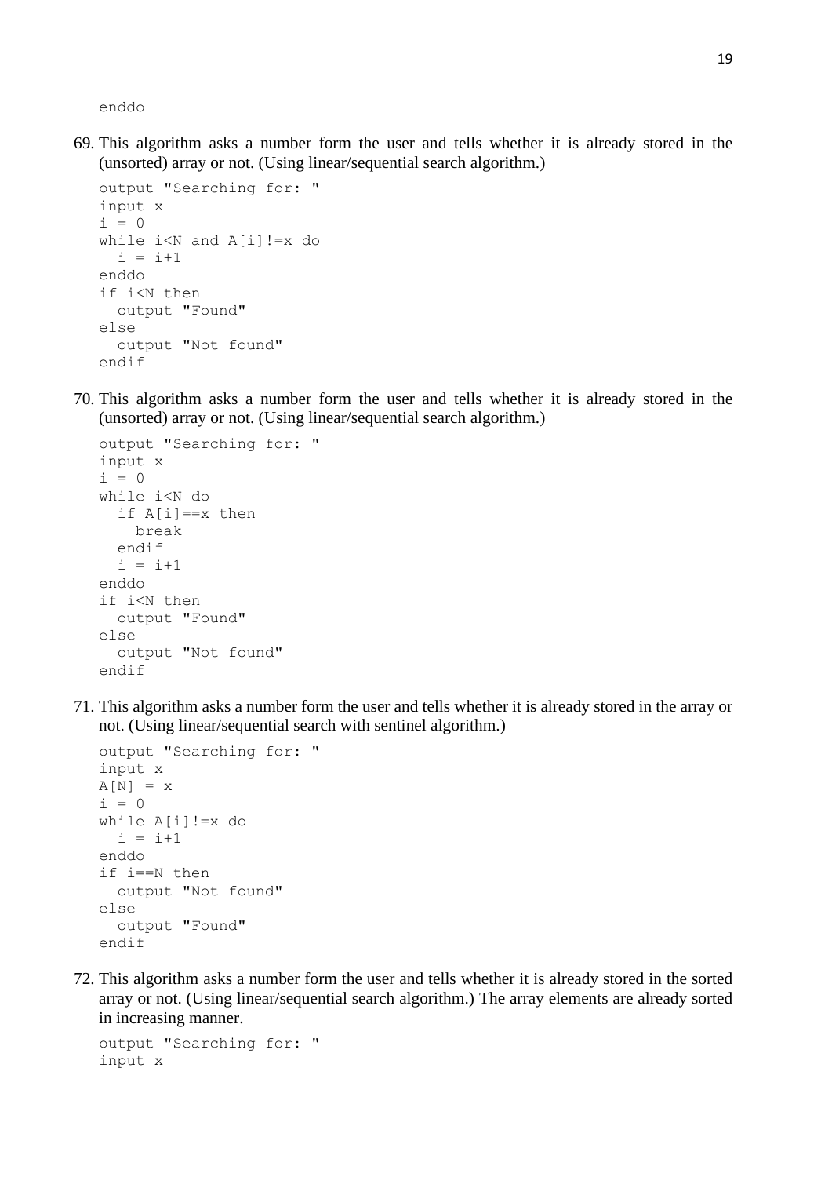```
enddo
```

69. This algorithm asks a number form the user and tells whether it is already stored in the (unsorted) array or not. (Using linear/sequential search algorithm.)

```
output "Searching for: "
input x
i = 0
while i<N and A[i]!=x do
  i = i+1
enddo
if i<N then
  output "Found"
else
  output "Not found"
endif
```

70. This algorithm asks a number form the user and tells whether it is already stored in the (unsorted) array or not. (Using linear/sequential search algorithm.)

```
output "Searching for: "
input x
i = 0
while i<N do
  if A[i]==x then
    break
  endif
  i = i+1
enddo
if i<N then
  output "Found"
else
  output "Not found"
endif
```

71. This algorithm asks a number form the user and tells whether it is already stored in the array or not. (Using linear/sequential search with sentinel algorithm.)

```
output "Searching for: "
input x
A[N] = x
i = 0
while A[i]!=x do
  i = i+1
enddo
if i==N then
  output "Not found"
else
  output "Found"
endif
```

72. This algorithm asks a number form the user and tells whether it is already stored in the sorted array or not. (Using linear/sequential search algorithm.) The array elements are already sorted in increasing manner.

```
output "Searching for: "
input x
```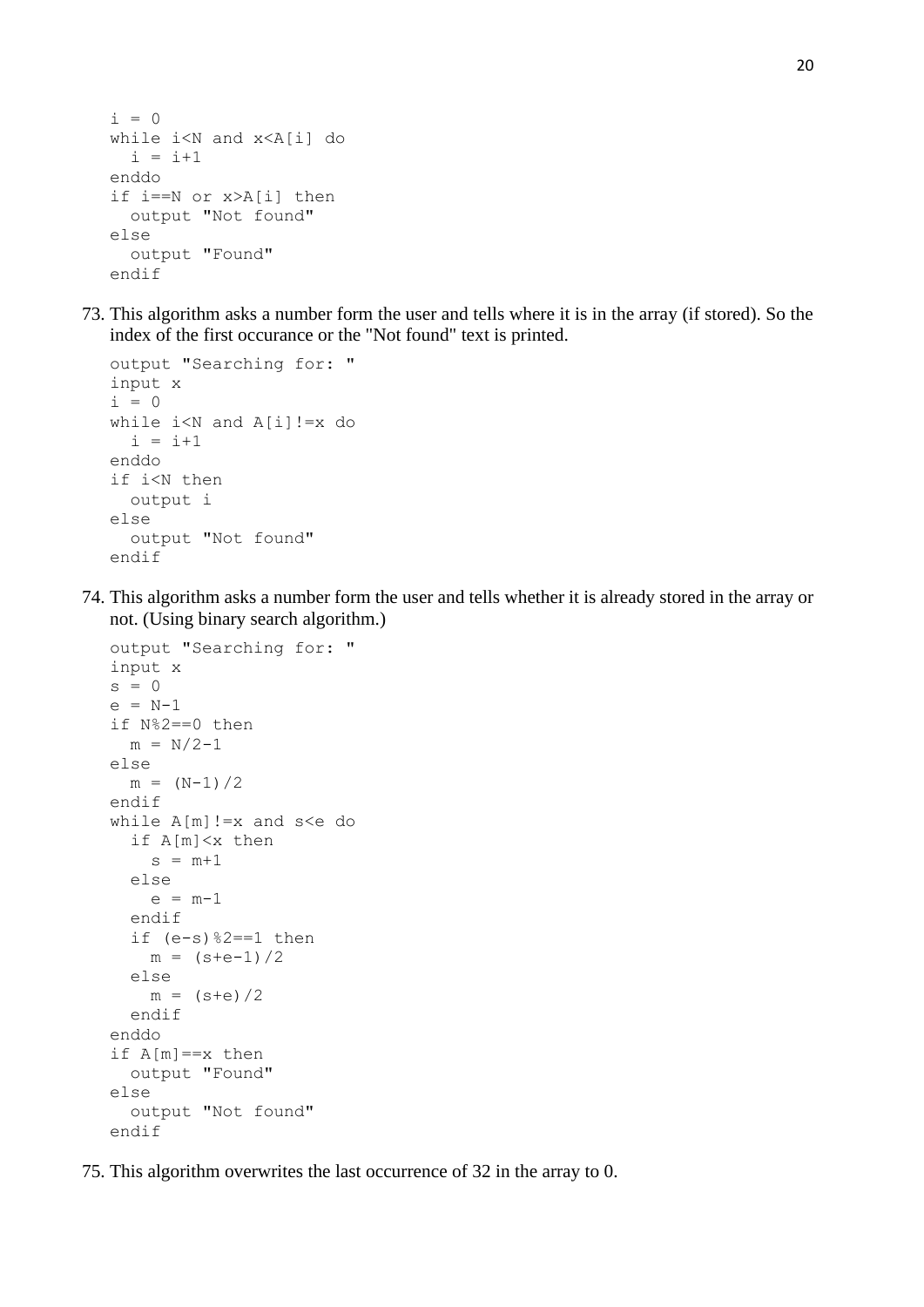```
i = 0
while i<N and x<A[i] do
  i = i+1
enddo
if i==N or x>A[i] then
  output "Not found"
else
  output "Found"
endif
```

73. This algorithm asks a number form the user and tells where it is in the array (if stored). So the index of the first occurance or the "Not found" text is printed.

```
output "Searching for: "
input x
i = 0
while i<N and A[i]!=x do
  i = i+1
enddo
if i<N then
  output i
else
  output "Not found"
endif
```

74. This algorithm asks a number form the user and tells whether it is already stored in the array or not. (Using binary search algorithm.)

```
output "Searching for: "
input x
s = 0
e = N-1
if N%2==0 then
  m = N/2-1
else
  m = (N-1)/2
endif
while A[m]!=x and s<e do
  if A[m]<x then
    s = m+1
  else
    e = m-1
  endif
  if (e-s)%2==1 then
    m = (s+e-1)/2
  else
    m = (s+e)/2
  endif
enddo
if A[m]==x then
  output "Found"
else
  output "Not found"
endif
```

75. This algorithm overwrites the last occurrence of 32 in the array to 0.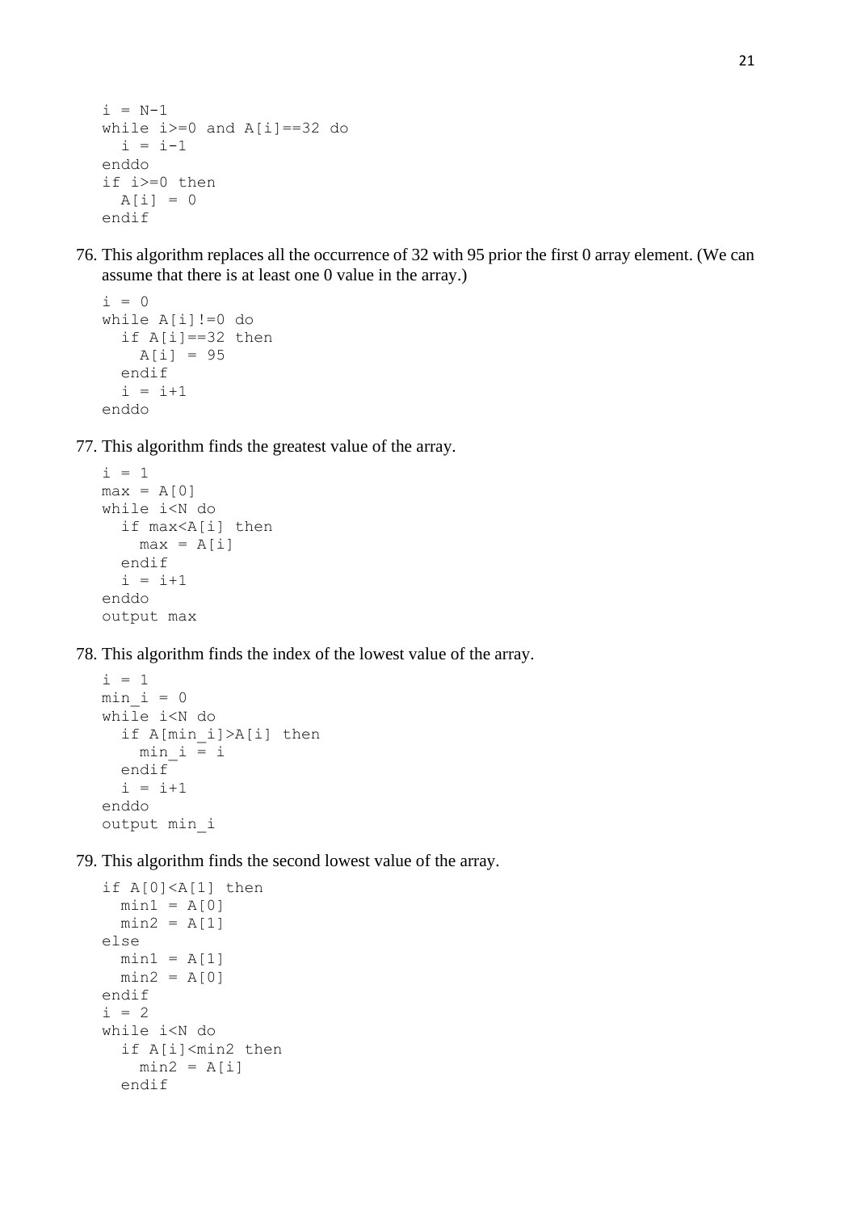```
i = N-1
while i>=0 and A[i]==32 do
  i = i-1
enddo
if i>=0 then
  A[i] = 0
endif
```

76. This algorithm replaces all the occurrence of 32 with 95 prior the first 0 array element. (We can assume that there is at least one 0 value in the array.)

```
i = 0
while A[i]!=0 do
  if A[i]==32 then
    A[i] = 95
  endif
  i = i+1
enddo
```

77. This algorithm finds the greatest value of the array.

```
i = 1
max = A[0]
while i<N do
  if max<A[i] then
    max = A[i]
  endif
  i = i+1
enddo
output max
```

78. This algorithm finds the index of the lowest value of the array.

```
i = 1
min_i = 0
while i<N do
  if A[min_i]>A[i] then
    min_i = i
  endif
  i = i+1
enddo
output min_i
```

79. This algorithm finds the second lowest value of the array.

```
if A[0]<A[1] then
  min1 = A[0]
  min2 = A[1]
else
  min1 = A[1]
  min2 = A[0]
endif
i = 2
while i<N do
  if A[i]<min2 then
    min2 = A[i]
  endif
```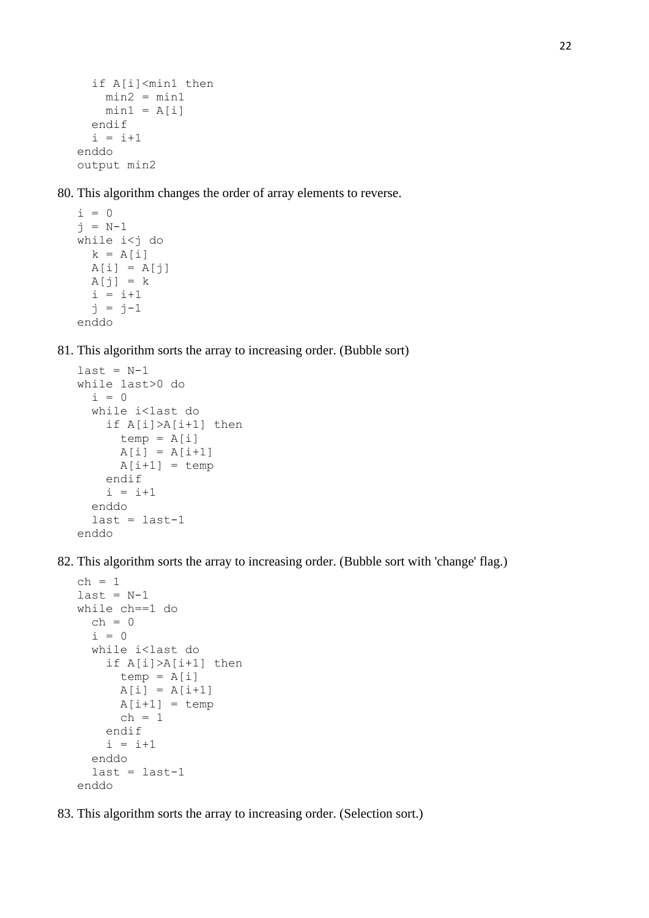```
    if A[i]<min1 then
      min2 = min1
      min1 = A[i]
    endif
    i = i+1
  enddo
  output min2
```

80. This algorithm changes the order of array elements to reverse.

```
i = 0
j = N-1
while i<j do
  k = A[i]
  A[i] = A[j]
  A[j] = k
  i = i+1
  j = j-1
enddo
```

81. This algorithm sorts the array to increasing order. (Bubble sort)

```
last = N-1
while last>0 do
  i = 0
  while i<last do
    if A[i]>A[i+1] then
      temp = A[i]
      A[i] = A[i+1]
      A[i+1] = temp
    endif
    i = i+1
  enddo
  last = last-1
enddo
```

82. This algorithm sorts the array to increasing order. (Bubble sort with 'change' flag.)

```
ch = 1
last = N-1
while ch==1 do
  ch = 0
  i = 0
  while i<last do
    if A[i]>A[i+1] then
      temp = A[i]
      A[i] = A[i+1]
      A[i+1] = temp
      ch = 1
    endif
    i = i+1
  enddo
  last = last-1
enddo
```

83. This algorithm sorts the array to increasing order. (Selection sort.)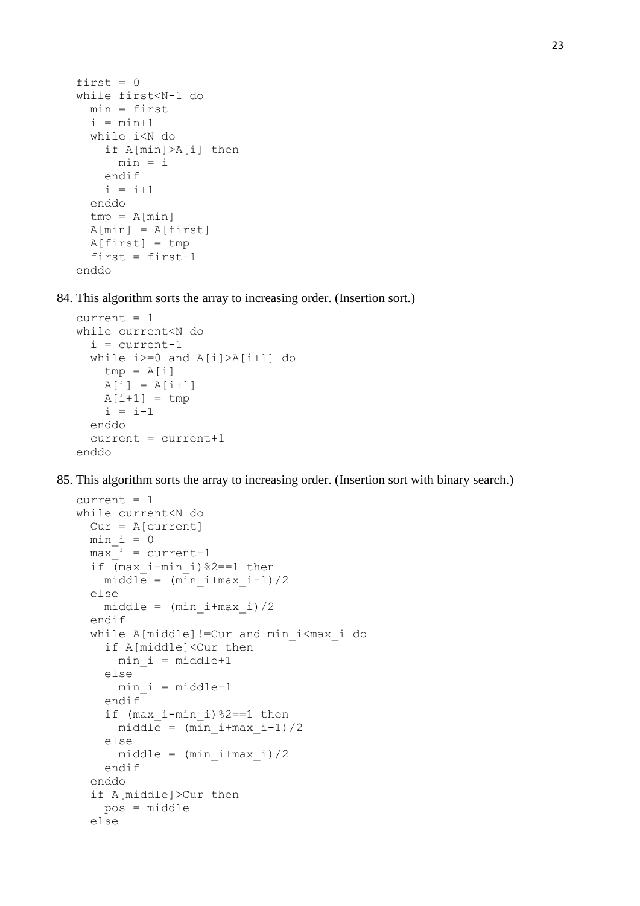```
first = 0
while first<N-1 do
  min = first
  i = min+1
  while i<N do
    if A[min]>A[i] then
      min = i
    endif
    i = i+1
  enddo
  tmp = A[min]
  A[min] = A[first]
  A[first] = tmp
  first = first+1
enddo
```

84. This algorithm sorts the array to increasing order. (Insertion sort.)

```
current = 1
while current<N do
  i = current-1
  while i>=0 and A[i]>A[i+1] do
    tmp = A[i]
    A[i] = A[i+1]
    A[i+1] = tmp
    i = i-1
  enddo
  current = current+1
enddo
```

85. This algorithm sorts the array to increasing order. (Insertion sort with binary search.)

```
current = 1
while current<N do
  Cur = A[current]
  min_i = 0
  max_i = current-1
  if (max_i-min_i)%2==1 then
    middle = (min_i+max_i-1)/2
  else
    middle = (min_i+max_i)/2
  endif
  while A[middle]!=Cur and min_i<max_i do
    if A[middle]<Cur then
      min_i = middle+1
    else
      min_i = middle-1
    endif
    if (max_i-min_i)%2==1 then
      middle = (min_i+max_i-1)/2
    else
      middle = (min_i+max_i)/2
    endif
  enddo
  if A[middle]>Cur then
    pos = middle
  else
```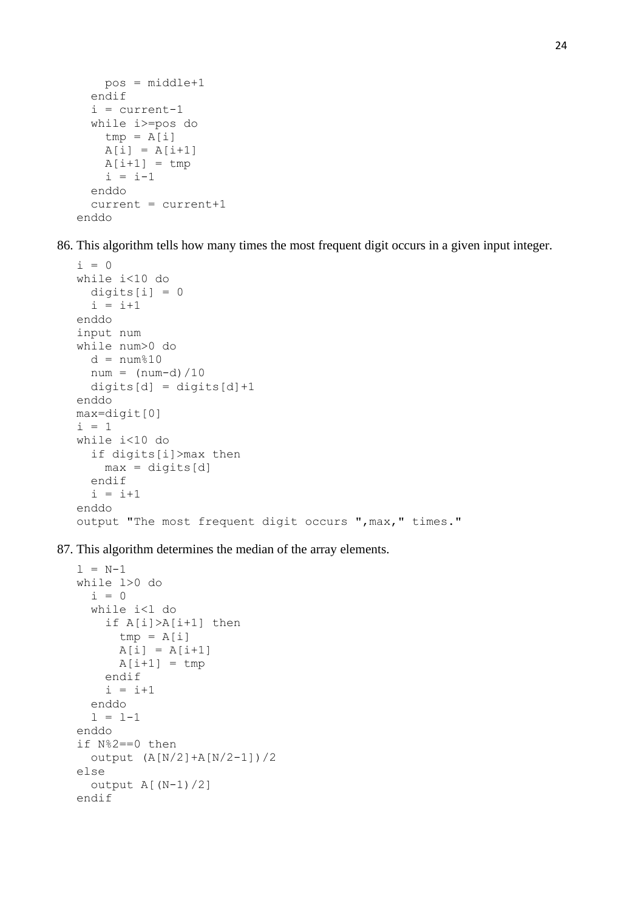```
    pos = middle+1
  endif
  i = current-1
  while i>=pos do
    tmp = A[i]
    A[i] = A[i+1]
    A[i+1] = tmp
    i = i-1
  enddo
  current = current+1
enddo
```

86. This algorithm tells how many times the most frequent digit occurs in a given input integer.

```
i = 0
while i<10 do
  digits[i] = 0
  i = i+1
enddo
input num
while num>0 do
  d = num%10
  num = (num-d)/10
  digits[d] = digits[d]+1
enddo
max=digit[0]
i = 1
while i<10 do
  if digits[i]>max then
    max = digits[d]
  endif
  i = i+1
enddo
output "The most frequent digit occurs ",max," times."
```

87. This algorithm determines the median of the array elements.

```
l = N-1
while l>0 do
  i = 0
  while i<l do
    if A[i]>A[i+1] then
      tmp = A[i]
      A[i] = A[i+1]
      A[i+1] = tmp
    endif
    i = i+1
  enddo
  l = l-1
enddo
if N%2==0 then
  output (A[N/2]+A[N/2-1])/2
else
  output A[(N-1)/2]
endif
```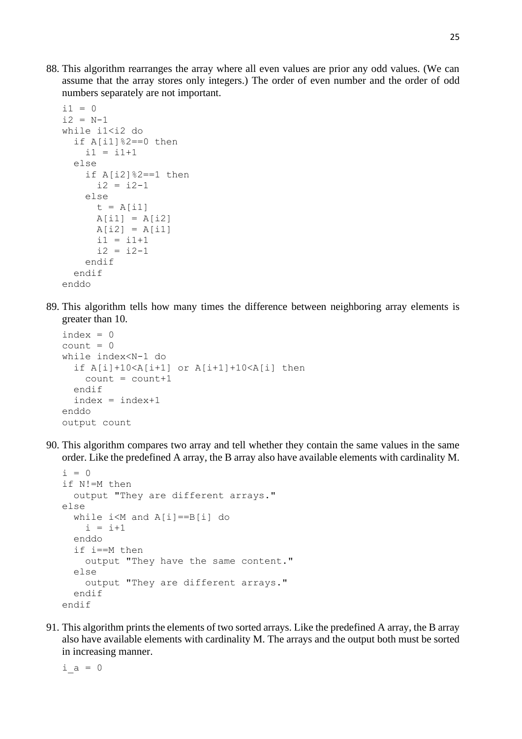88. This algorithm rearranges the array where all even values are prior any odd values. (We can assume that the array stores only integers.) The order of even number and the order of odd numbers separately are not important.

```
i1 = 0
i2 = N-1
while i1<i2 do
  if A[i1]%2==0 then
    i1 = i1+1
  else
    if A[i2]%2==1 then
      i2 = i2-1
    else
      t = A[i1]
      A[i1] = A[i2]
      A[i2] = A[i1]
      i1 = i1+1
      i2 = i2-1
    endif
  endif
enddo
```

89. This algorithm tells how many times the difference between neighboring array elements is greater than 10.

```
index = 0
count = 0
while index<N-1 do
  if A[i]+10<A[i+1] or A[i+1]+10<A[i] then
    count = count+1
  endif
  index = index+1
enddo
output count
```

90. This algorithm compares two array and tell whether they contain the same values in the same order. Like the predefined A array, the B array also have available elements with cardinality M.

```
i = 0
if N!=M then
  output "They are different arrays."
else
  while i<M and A[i]==B[i] do
    i = i+1
  enddo
  if i==M then
    output "They have the same content."
  else
    output "They are different arrays."
  endif
endif
```

91. This algorithm prints the elements of two sorted arrays. Like the predefined A array, the B array also have available elements with cardinality M. The arrays and the output both must be sorted in increasing manner.

```
i_a = 0
```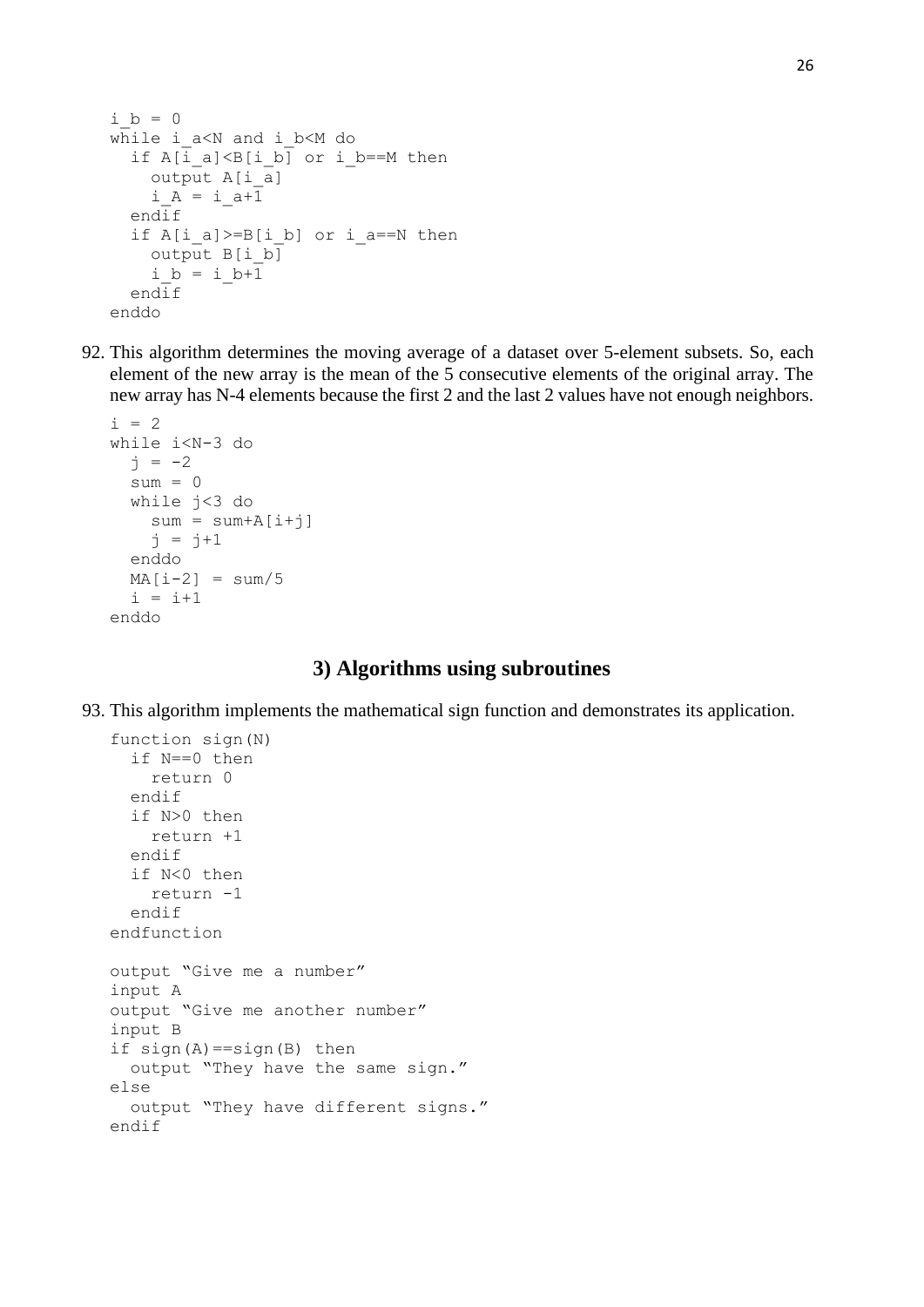```
i_b = 0
while i_a<N and i_b<M do
  if A[i_a]<B[i_b] or i_b==M then
    output A[i_a]
    i_A = i_a+1
  endif
  if A[i_a]>=B[i_b] or i_a==N then
    output B[i_b]
    i_b = i_b+1
  endif
enddo
```

92. This algorithm determines the moving average of a dataset over 5-element subsets. So, each element of the new array is the mean of the 5 consecutive elements of the original array. The new array has N-4 elements because the first 2 and the last 2 values have not enough neighbors.

```
i = 2
while i<N-3 do
  j = -2
  sum = 0
  while j<3 do
    sum = sum+A[i+j]
    j = j+1
  enddo
  MA[i-2] = sum/5
  i = i+1
enddo
```

## 3) Algorithms using subroutines

93. This algorithm implements the mathematical sign function and demonstrates its application.

```
function sign(N)
  if N==0 then
    return 0
  endif
  if N>0 then
    return +1
  endif
  if N<0 then
    return -1
  endif
endfunction

output "Give me a number"
input A
output "Give me another number"
input B
if sign(A)==sign(B) then
  output "They have the same sign."
else
  output "They have different signs."
endif
```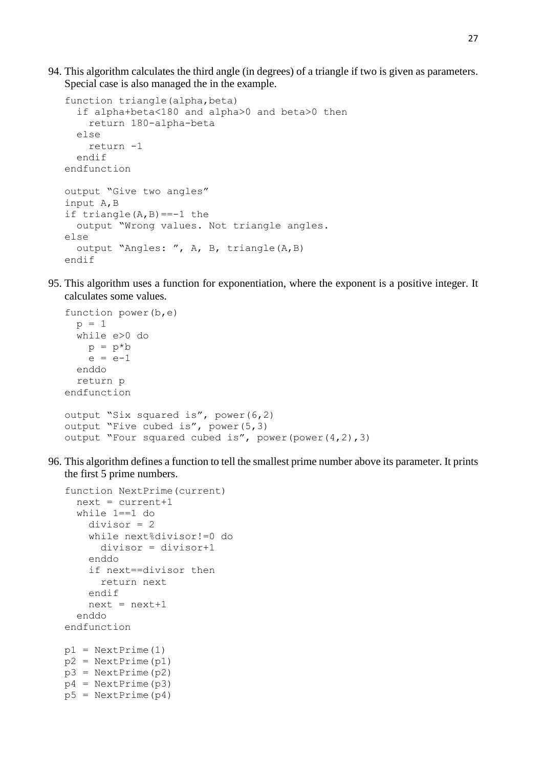94. This algorithm calculates the third angle (in degrees) of a triangle if two is given as parameters. Special case is also managed the in the example.

```
function triangle(alpha,beta)
  if alpha+beta<180 and alpha>0 and beta>0 then
    return 180-alpha-beta
  else
    return -1
  endif
endfunction

output "Give two angles"
input A,B
if triangle(A,B)==-1 the
  output "Wrong values. Not triangle angles.
else
  output "Angles: ", A, B, triangle(A,B)
endif
```

95. This algorithm uses a function for exponentiation, where the exponent is a positive integer. It calculates some values.

```
function power(b,e)
  p = 1
  while e>0 do
    p = p*b
    e = e-1
  enddo
  return p
endfunction

output "Six squared is", power(6,2)
output "Five cubed is", power(5,3)
output "Four squared cubed is", power(power(4,2),3)
```

96. This algorithm defines a function to tell the smallest prime number above its parameter. It prints the first 5 prime numbers.

```
function NextPrime(current)
  next = current+1
  while 1==1 do
    divisor = 2
    while next%divisor!=0 do
      divisor = divisor+1
    enddo
    if next==divisor then
      return next
    endif
    next = next+1
  enddo
endfunction

p1 = NextPrime(1)
p2 = NextPrime(p1)
p3 = NextPrime(p2)
p4 = NextPrime(p3)
p5 = NextPrime(p4)
```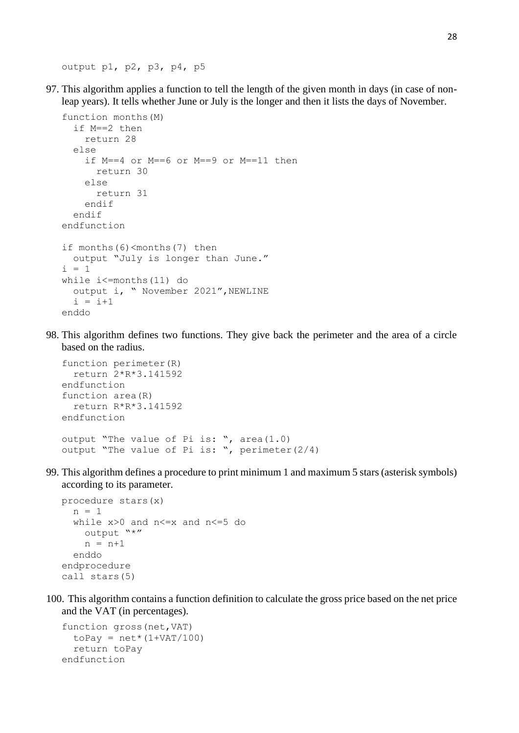```
output p1, p2, p3, p4, p5
```

97. This algorithm applies a function to tell the length of the given month in days (in case of non-leap years). It tells whether June or July is the longer and then it lists the days of November.

```
function months(M)
  if M==2 then
    return 28
  else
    if M==4 or M==6 or M==9 or M==11 then
      return 30
    else
      return 31
    endif
  endif
endfunction

if months(6)<months(7) then
  output "July is longer than June."
i = 1
while i<=months(11) do
  output i, " November 2021",NEWLINE
  i = i+1
enddo
```

98. This algorithm defines two functions. They give back the perimeter and the area of a circle based on the radius.

```
function perimeter(R)
  return 2*R*3.141592
endfunction
function area(R)
  return R*R*3.141592
endfunction

output "The value of Pi is: ", area(1.0)
output "The value of Pi is: ", perimeter(2/4)
```

99. This algorithm defines a procedure to print minimum 1 and maximum 5 stars (asterisk symbols) according to its parameter.

```
procedure stars(x)
  n = 1
  while x>0 and n<=x and n<=5 do
    output "*"
    n = n+1
  enddo
endprocedure
call stars(5)
```

100. This algorithm contains a function definition to calculate the gross price based on the net price and the VAT (in percentages).

```
function gross(net,VAT)
  toPay = net*(1+VAT/100)
  return toPay
endfunction
```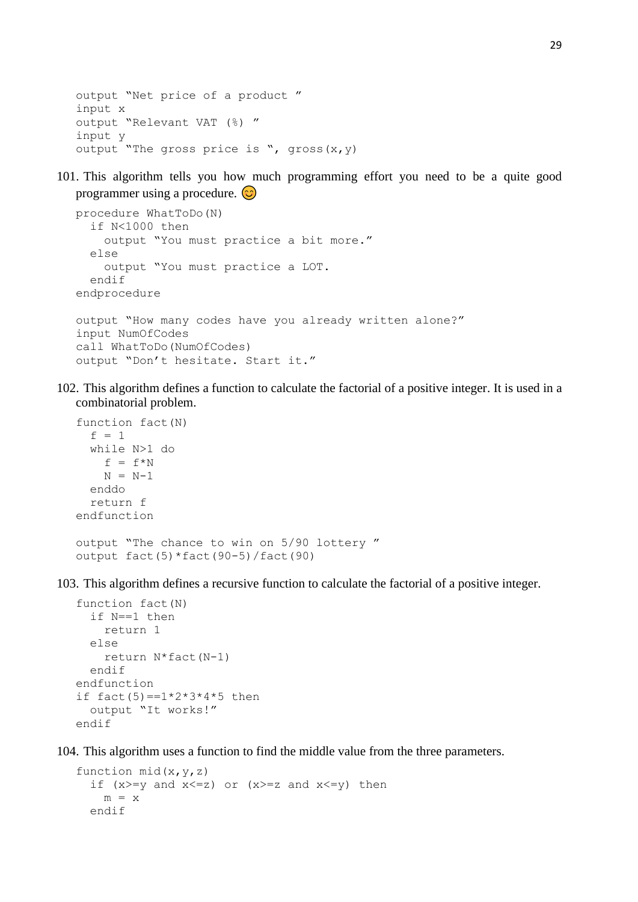```
output "Net price of a product "
input x
output "Relevant VAT (%) "
input y
output "The gross price is ", gross(x,y)
```

101. This algorithm tells you how much programming effort you need to be a quite good programmer using a procedure. 😊

```
procedure WhatToDo(N)
  if N<1000 then
    output "You must practice a bit more."
  else
    output "You must practice a LOT.
  endif
endprocedure

output "How many codes have you already written alone?"
input NumOfCodes
call WhatToDo(NumOfCodes)
output "Don't hesitate. Start it."
```

102. This algorithm defines a function to calculate the factorial of a positive integer. It is used in a combinatorial problem.

```
function fact(N)
  f = 1
  while N>1 do
    f = f*N
    N = N-1
  enddo
  return f
endfunction

output "The chance to win on 5/90 lottery "
output fact(5)*fact(90-5)/fact(90)
```

103. This algorithm defines a recursive function to calculate the factorial of a positive integer.

```
function fact(N)
  if N==1 then
    return 1
  else
    return N*fact(N-1)
  endif
endfunction
if fact(5)==1*2*3*4*5 then
  output "It works!"
endif
```

104. This algorithm uses a function to find the middle value from the three parameters.

```
function mid(x,y,z)
  if (x>=y and x<=z) or (x>=z and x<=y) then
    m = x
  endif
```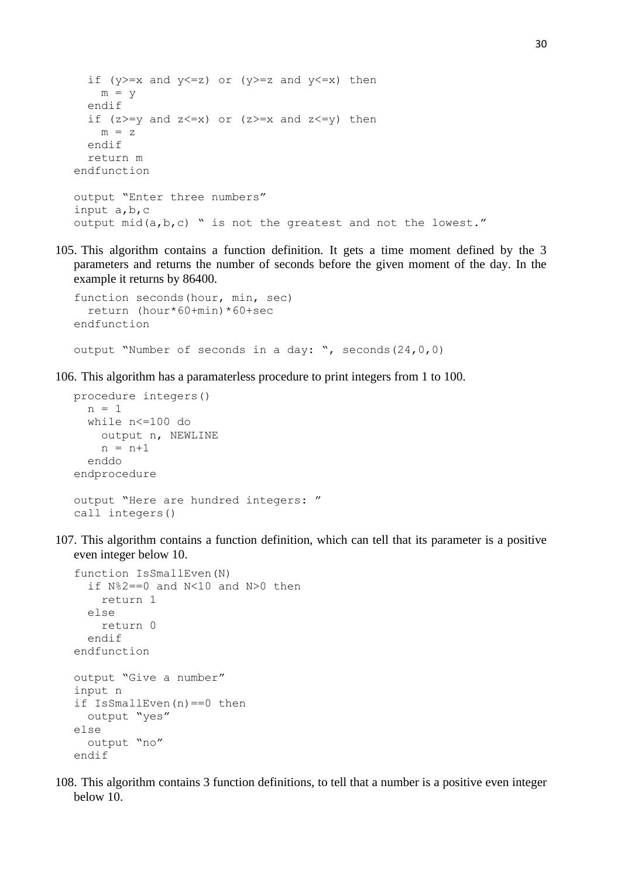```
  if (y>=x and y<=z) or (y>=z and y<=x) then
    m = y
  endif
  if (z>=y and z<=x) or (z>=x and z<=y) then
    m = z
  endif
  return m
endfunction

output "Enter three numbers"
input a,b,c
output mid(a,b,c) " is not the greatest and not the lowest."
```

105. This algorithm contains a function definition. It gets a time moment defined by the 3 parameters and returns the number of seconds before the given moment of the day. In the example it returns by 86400.

```
function seconds(hour, min, sec)
  return (hour*60+min)*60+sec
endfunction

output "Number of seconds in a day: ", seconds(24,0,0)
```

106. This algorithm has a paramaterless procedure to print integers from 1 to 100.

```
procedure integers()
  n = 1
  while n<=100 do
    output n, NEWLINE
    n = n+1
  enddo
endprocedure

output "Here are hundred integers: "
call integers()
```

107. This algorithm contains a function definition, which can tell that its parameter is a positive even integer below 10.

```
function IsSmallEven(N)
  if N%2==0 and N<10 and N>0 then
    return 1
  else
    return 0
  endif
endfunction

output "Give a number"
input n
if IsSmallEven(n)==0 then
  output "yes"
else
  output "no"
endif
```

108. This algorithm contains 3 function definitions, to tell that a number is a positive even integer below 10.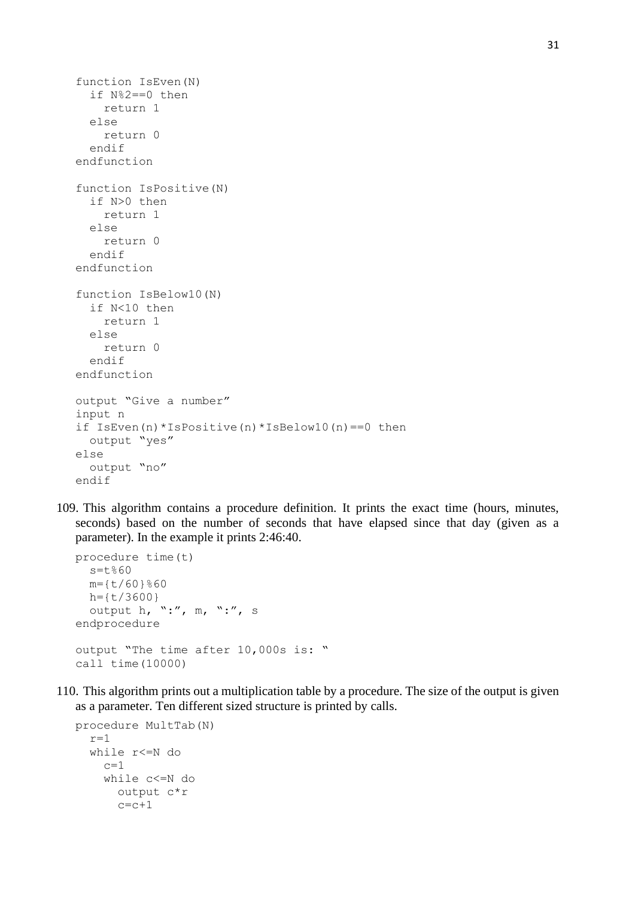```
function IsEven(N)
  if N%2==0 then
    return 1
  else
    return 0
  endif
endfunction

function IsPositive(N)
  if N>0 then
    return 1
  else
    return 0
  endif
endfunction

function IsBelow10(N)
  if N<10 then
    return 1
  else
    return 0
  endif
endfunction

output "Give a number"
input n
if IsEven(n)*IsPositive(n)*IsBelow10(n)==0 then
  output "yes"
else
  output "no"
endif
```

109. This algorithm contains a procedure definition. It prints the exact time (hours, minutes, seconds) based on the number of seconds that have elapsed since that day (given as a parameter). In the example it prints 2:46:40.

```
procedure time(t)
  s=t%60
  m={t/60}%60
  h={t/3600}
  output h, ":", m, ":", s
endprocedure

output "The time after 10,000s is: "
call time(10000)
```

110. This algorithm prints out a multiplication table by a procedure. The size of the output is given as a parameter. Ten different sized structure is printed by calls.

```
procedure MultTab(N)
  r=1
  while r<=N do
    c=1
    while c<=N do
      output c*r
      c=c+1
```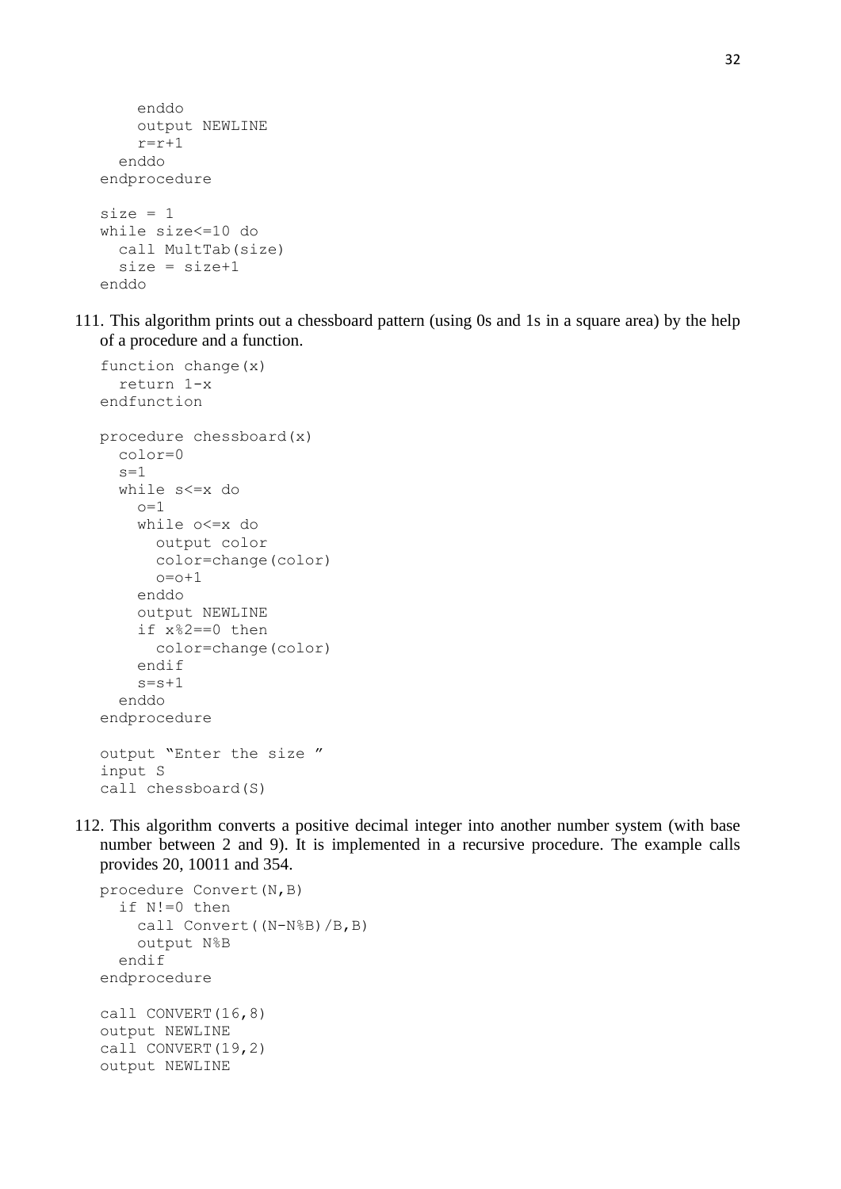```
    enddo
    output NEWLINE
    r=r+1
  enddo
endprocedure

size = 1
while size<=10 do
  call MultTab(size)
  size = size+1
enddo
```

111. This algorithm prints out a chessboard pattern (using 0s and 1s in a square area) by the help of a procedure and a function.

```
function change(x)
  return 1-x
endfunction

procedure chessboard(x)
  color=0
  s=1
  while s<=x do
    o=1
    while o<=x do
      output color
      color=change(color)
      o=o+1
    enddo
    output NEWLINE
    if x%2==0 then
      color=change(color)
    endif
    s=s+1
  enddo
endprocedure

output "Enter the size "
input S
call chessboard(S)
```

112. This algorithm converts a positive decimal integer into another number system (with base number between 2 and 9). It is implemented in a recursive procedure. The example calls provides 20, 10011 and 354.

```
procedure Convert(N,B)
  if N!=0 then
    call Convert((N-N%B)/B,B)
    output N%B
  endif
endprocedure

call CONVERT(16,8)
output NEWLINE
call CONVERT(19,2)
output NEWLINE
```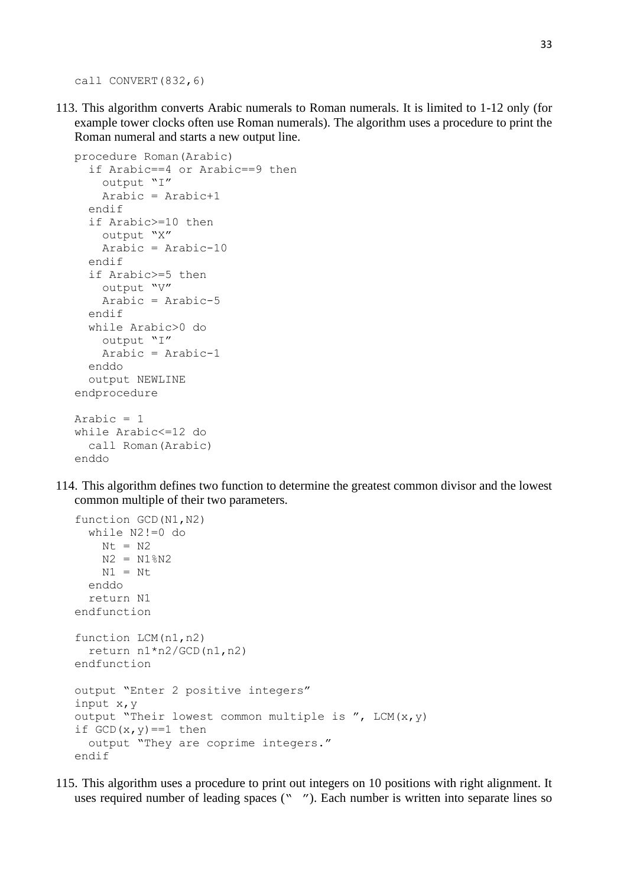```
call CONVERT(832,6)
```

113. This algorithm converts Arabic numerals to Roman numerals. It is limited to 1-12 only (for example tower clocks often use Roman numerals). The algorithm uses a procedure to print the Roman numeral and starts a new output line.

```
procedure Roman(Arabic)
  if Arabic==4 or Arabic==9 then
    output "I"
    Arabic = Arabic+1
  endif
  if Arabic>=10 then
    output "X"
    Arabic = Arabic-10
  endif
  if Arabic>=5 then
    output "V"
    Arabic = Arabic-5
  endif
  while Arabic>0 do
    output "I"
    Arabic = Arabic-1
  enddo
  output NEWLINE
endprocedure

Arabic = 1
while Arabic<=12 do
  call Roman(Arabic)
enddo
```

114. This algorithm defines two function to determine the greatest common divisor and the lowest common multiple of their two parameters.

```
function GCD(N1,N2)
  while N2!=0 do
    Nt = N2
    N2 = N1%N2
    N1 = Nt
  enddo
  return N1
endfunction

function LCM(n1,n2)
  return n1*n2/GCD(n1,n2)
endfunction

output "Enter 2 positive integers"
input x,y
output "Their lowest common multiple is ", LCM(x,y)
if GCD(x,y)==1 then
  output "They are coprime integers."
endif
```

115. This algorithm uses a procedure to print out integers on 10 positions with right alignment. It uses required number of leading spaces (" "). Each number is written into separate lines so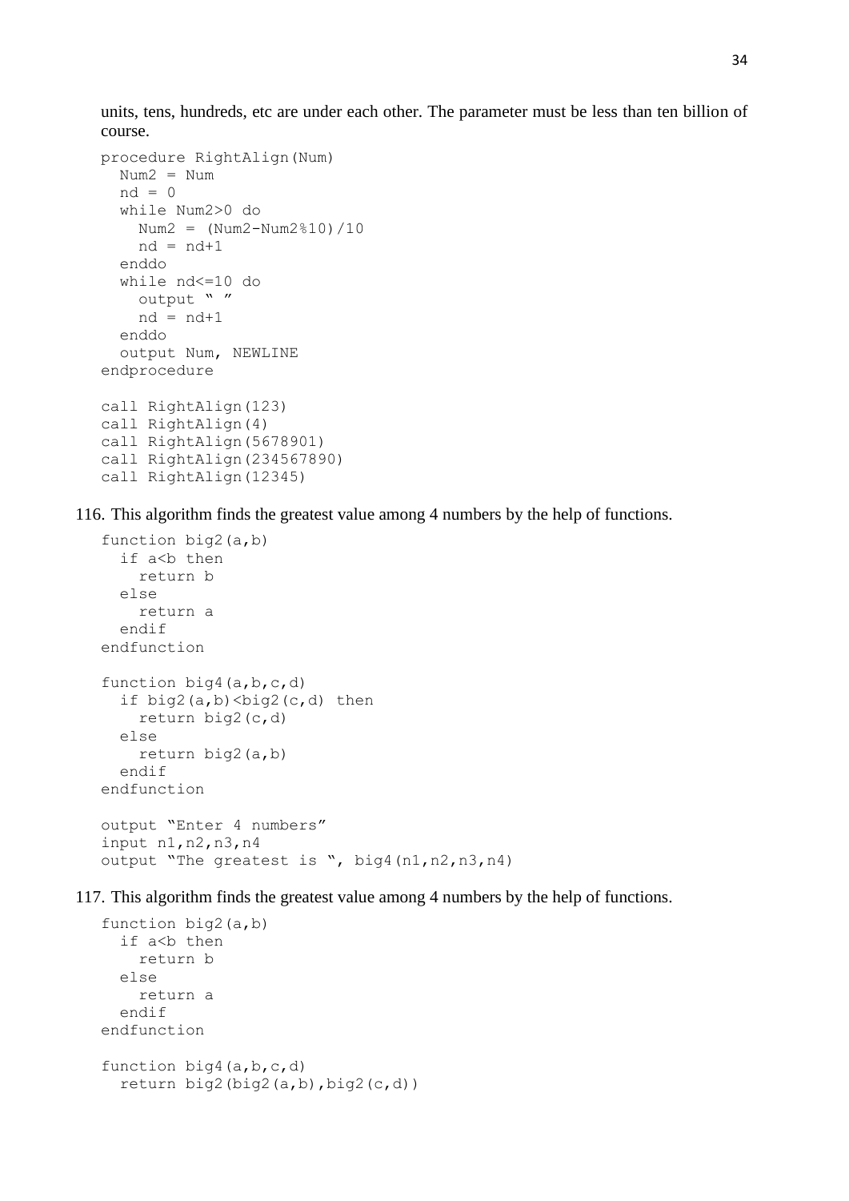units, tens, hundreds, etc are under each other. The parameter must be less than ten billion of course.

```
procedure RightAlign(Num)
  Num2 = Num
  nd = 0
  while Num2>0 do
    Num2 = (Num2-Num2%10)/10
    nd = nd+1
  enddo
  while nd<=10 do
    output " "
    nd = nd+1
  enddo
  output Num, NEWLINE
endprocedure

call RightAlign(123)
call RightAlign(4)
call RightAlign(5678901)
call RightAlign(234567890)
call RightAlign(12345)
```

116. This algorithm finds the greatest value among 4 numbers by the help of functions.

```
function big2(a,b)
  if a<b then
    return b
  else
    return a
  endif
endfunction

function big4(a,b,c,d)
  if big2(a,b)<big2(c,d) then
    return big2(c,d)
  else
    return big2(a,b)
  endif
endfunction

output "Enter 4 numbers"
input n1,n2,n3,n4
output "The greatest is ", big4(n1,n2,n3,n4)
```

117. This algorithm finds the greatest value among 4 numbers by the help of functions.

```
function big2(a,b)
  if a<b then
    return b
  else
    return a
  endif
endfunction

function big4(a,b,c,d)
  return big2(big2(a,b),big2(c,d))
```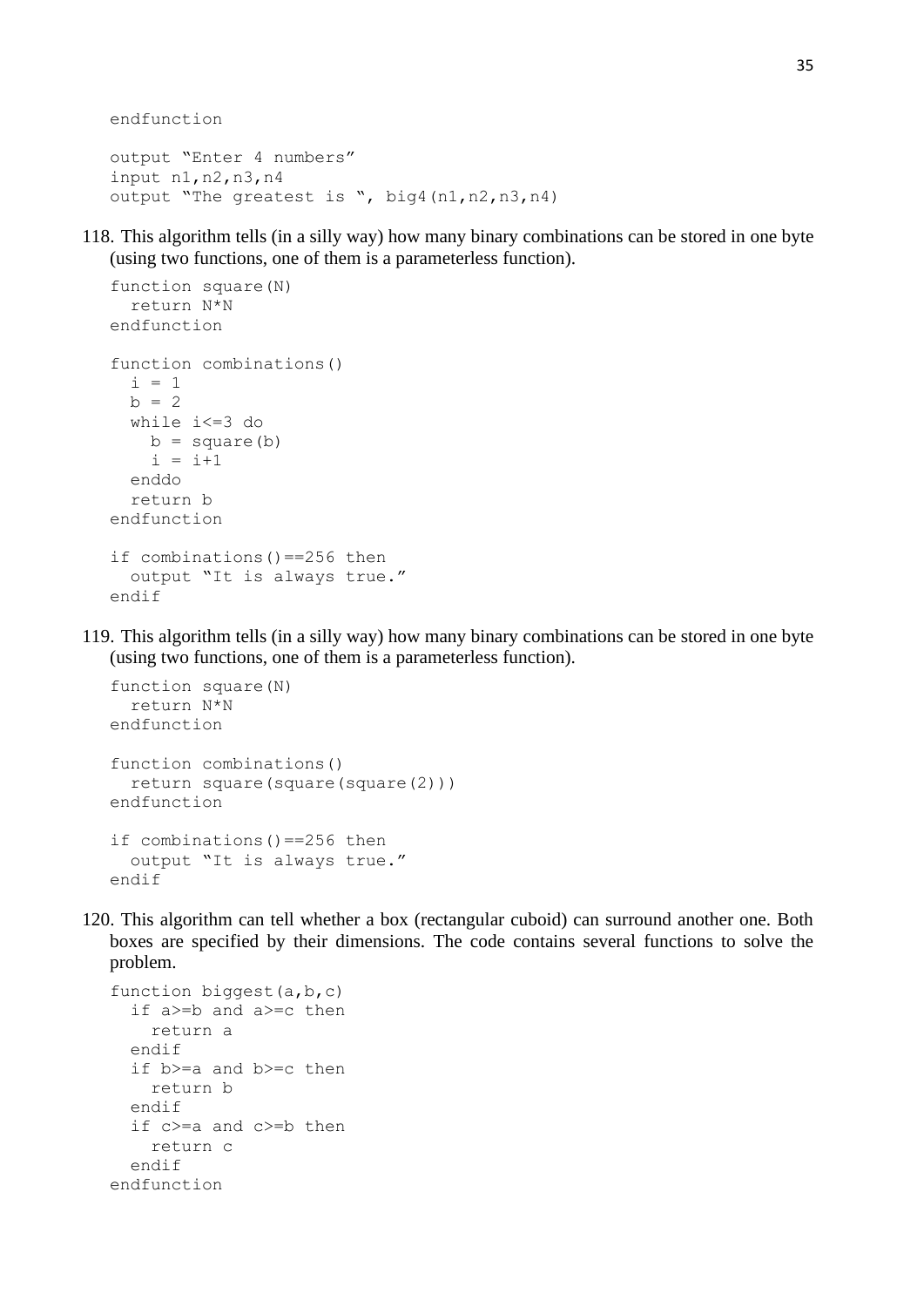```
endfunction

output “Enter 4 numbers”
input n1,n2,n3,n4
output “The greatest is ”, big4(n1,n2,n3,n4)
```

118. This algorithm tells (in a silly way) how many binary combinations can be stored in one byte (using two functions, one of them is a parameterless function).

```
function square(N)
  return N*N
endfunction

function combinations()
  i = 1
  b = 2
  while i<=3 do
    b = square(b)
    i = i+1
  enddo
  return b
endfunction

if combinations()==256 then
  output “It is always true.”
endif
```

119. This algorithm tells (in a silly way) how many binary combinations can be stored in one byte (using two functions, one of them is a parameterless function).

```
function square(N)
  return N*N
endfunction

function combinations()
  return square(square(square(2)))
endfunction

if combinations()==256 then
  output “It is always true.”
endif
```

120. This algorithm can tell whether a box (rectangular cuboid) can surround another one. Both boxes are specified by their dimensions. The code contains several functions to solve the problem.

```
function biggest(a,b,c)
  if a>=b and a>=c then
    return a
  endif
  if b>=a and b>=c then
    return b
  endif
  if c>=a and c>=b then
    return c
  endif
endfunction
```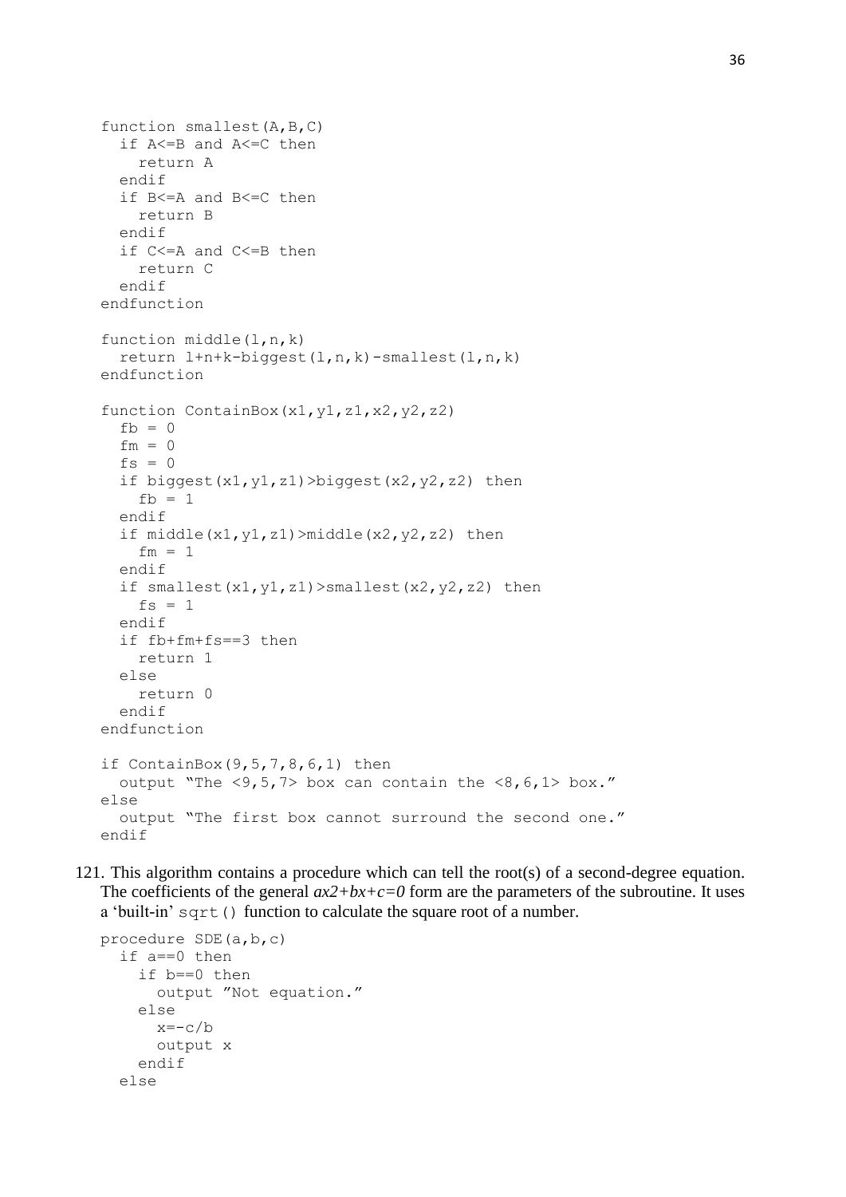```
function smallest(A,B,C)
  if A<=B and A<=C then
    return A
  endif
  if B<=A and B<=C then
    return B
  endif
  if C<=A and C<=B then
    return C
  endif
endfunction

function middle(l,n,k)
  return l+n+k-biggest(l,n,k)-smallest(l,n,k)
endfunction

function ContainBox(x1,y1,z1,x2,y2,z2)
  fb = 0
  fm = 0
  fs = 0
  if biggest(x1,y1,z1)>biggest(x2,y2,z2) then
    fb = 1
  endif
  if middle(x1,y1,z1)>middle(x2,y2,z2) then
    fm = 1
  endif
  if smallest(x1,y1,z1)>smallest(x2,y2,z2) then
    fs = 1
  endif
  if fb+fm+fs==3 then
    return 1
  else
    return 0
  endif
endfunction

if ContainBox(9,5,7,8,6,1) then
  output "The <9,5,7> box can contain the <8,6,1> box."
else
  output "The first box cannot surround the second one."
endif
```

121. This algorithm contains a procedure which can tell the root(s) of a second-degree equation. The coefficients of the general *ax2+bx+c=0* form are the parameters of the subroutine. It uses a 'built-in' `sqrt()` function to calculate the square root of a number.

```
procedure SDE(a,b,c)
  if a==0 then
    if b==0 then
      output "Not equation."
    else
      x=-c/b
      output x
    endif
  else
```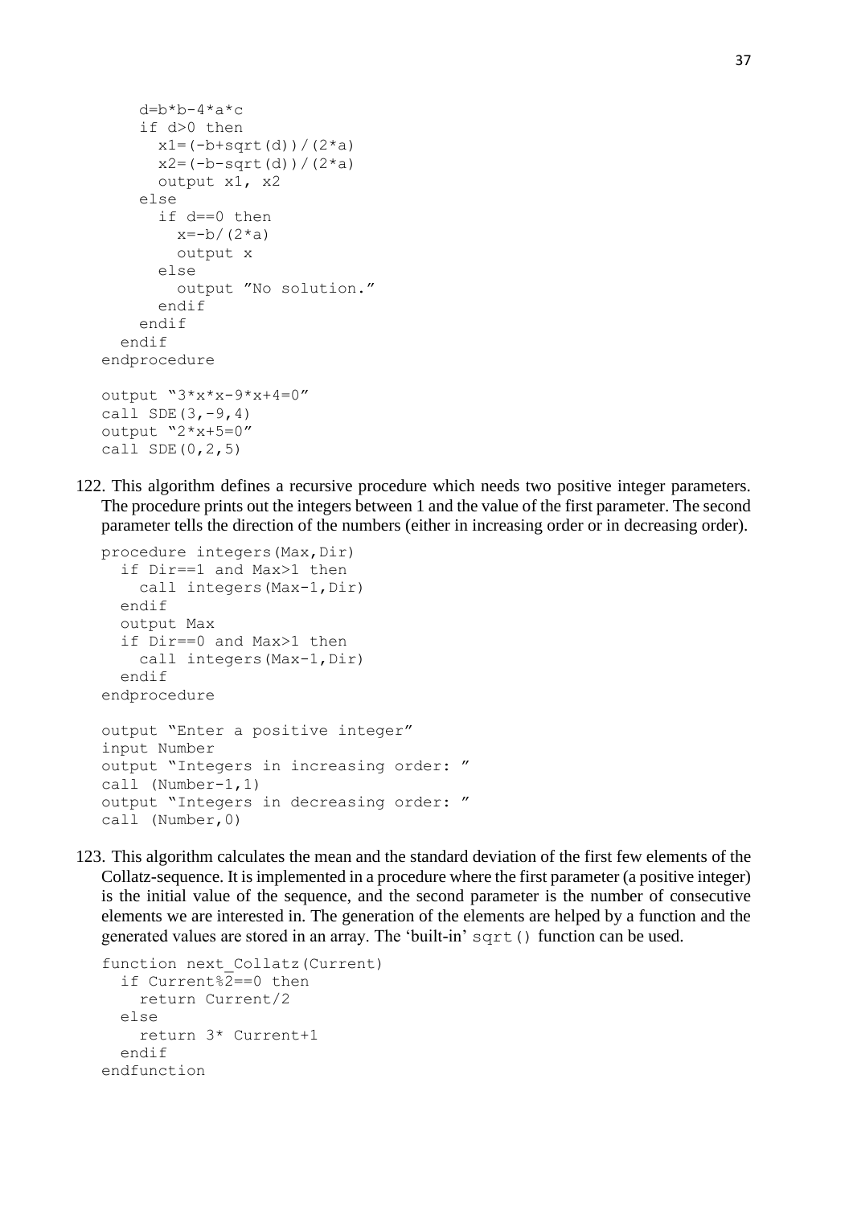```
    d=b*b-4*a*c
    if d>0 then
      x1=(-b+sqrt(d))/(2*a)
      x2=(-b-sqrt(d))/(2*a)
      output x1, x2
    else
      if d==0 then
        x=-b/(2*a)
        output x
      else
        output ”No solution.”
      endif
    endif
  endif
endprocedure

output “3*x*x-9*x+4=0”
call SDE(3,-9,4)
output “2*x+5=0”
call SDE(0,2,5)
```

122. This algorithm defines a recursive procedure which needs two positive integer parameters. The procedure prints out the integers between 1 and the value of the first parameter. The second parameter tells the direction of the numbers (either in increasing order or in decreasing order).

```
procedure integers(Max,Dir)
  if Dir==1 and Max>1 then
    call integers(Max-1,Dir)
  endif
  output Max
  if Dir==0 and Max>1 then
    call integers(Max-1,Dir)
  endif
endprocedure

output “Enter a positive integer”
input Number
output “Integers in increasing order: ”
call (Number-1,1)
output “Integers in decreasing order: ”
call (Number,0)
```

123. This algorithm calculates the mean and the standard deviation of the first few elements of the Collatz-sequence. It is implemented in a procedure where the first parameter (a positive integer) is the initial value of the sequence, and the second parameter is the number of consecutive elements we are interested in. The generation of the elements are helped by a function and the generated values are stored in an array. The ‘built-in’ `sqrt()` function can be used.

```
function next_Collatz(Current)
  if Current%2==0 then
    return Current/2
  else
    return 3* Current+1
  endif
endfunction
```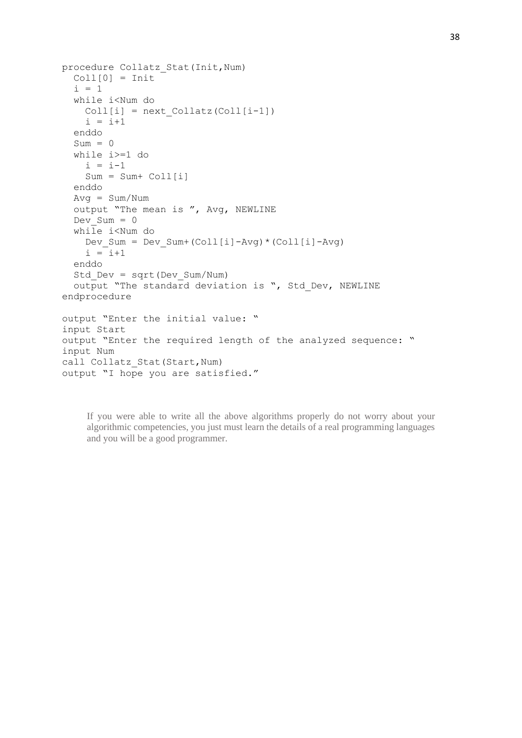```
procedure Collatz_Stat(Init,Num)
  Coll[0] = Init
  i = 1
  while i<Num do
    Coll[i] = next_Collatz(Coll[i-1])
    i = i+1
  enddo
  Sum = 0
  while i>=1 do
    i = i-1
    Sum = Sum+ Coll[i]
  enddo
  Avg = Sum/Num
  output "The mean is ", Avg, NEWLINE
  Dev_Sum = 0
  while i<Num do
    Dev_Sum = Dev_Sum+(Coll[i]-Avg)*(Coll[i]-Avg)
    i = i+1
  enddo
  Std_Dev = sqrt(Dev_Sum/Num)
  output "The standard deviation is ", Std_Dev, NEWLINE
endprocedure

output "Enter the initial value: "
input Start
output "Enter the required length of the analyzed sequence: "
input Num
call Collatz_Stat(Start,Num)
output "I hope you are satisfied."
```

If you were able to write all the above algorithms properly do not worry about your algorithmic competencies, you just must learn the details of a real programming languages and you will be a good programmer.